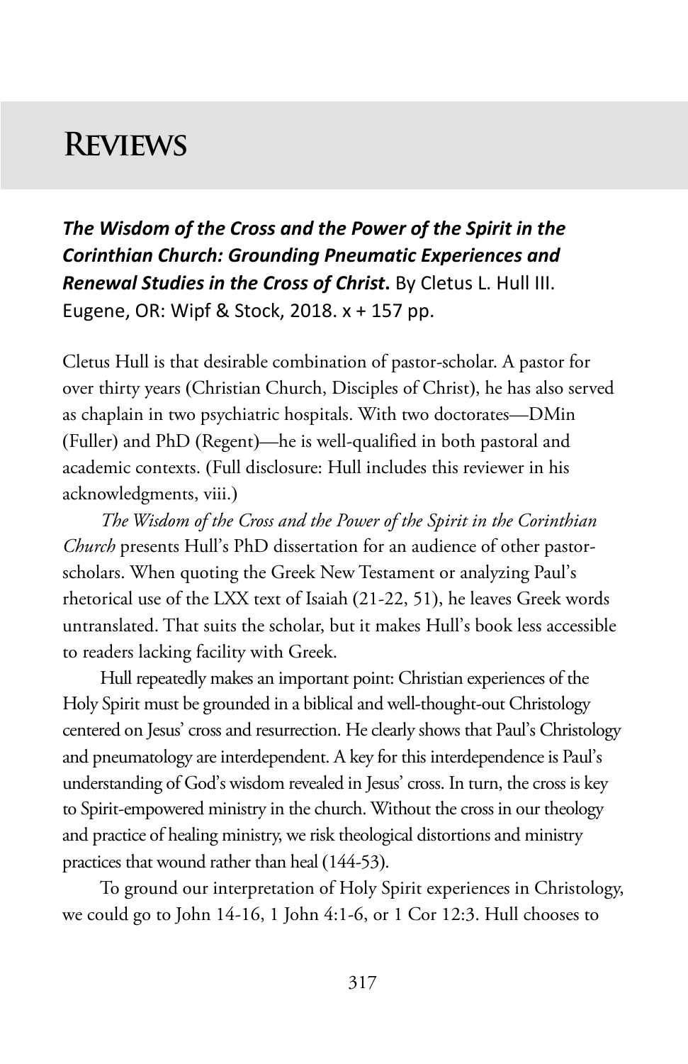# Reviews

***The Wisdom of the Cross and the Power of the Spirit in the Corinthian Church: Grounding Pneumatic Experiences and Renewal Studies in the Cross of Christ*.** By Cletus L. Hull III. Eugene, OR: Wipf & Stock, 2018. x + 157 pp.

Cletus Hull is that desirable combination of pastor-scholar. A pastor for over thirty years (Christian Church, Disciples of Christ), he has also served as chaplain in two psychiatric hospitals. With two doctorates—DMin (Fuller) and PhD (Regent)—he is well-qualified in both pastoral and academic contexts. (Full disclosure: Hull includes this reviewer in his acknowledgments, viii.)

*The Wisdom of the Cross and the Power of the Spirit in the Corinthian Church* presents Hull's PhD dissertation for an audience of other pastor-scholars. When quoting the Greek New Testament or analyzing Paul's rhetorical use of the LXX text of Isaiah (21-22, 51), he leaves Greek words untranslated. That suits the scholar, but it makes Hull's book less accessible to readers lacking facility with Greek.

Hull repeatedly makes an important point: Christian experiences of the Holy Spirit must be grounded in a biblical and well-thought-out Christology centered on Jesus' cross and resurrection. He clearly shows that Paul's Christology and pneumatology are interdependent. A key for this interdependence is Paul's understanding of God's wisdom revealed in Jesus' cross. In turn, the cross is key to Spirit-empowered ministry in the church. Without the cross in our theology and practice of healing ministry, we risk theological distortions and ministry practices that wound rather than heal (144-53).

To ground our interpretation of Holy Spirit experiences in Christology, we could go to John 14-16, 1 John 4:1-6, or 1 Cor 12:3. Hull chooses to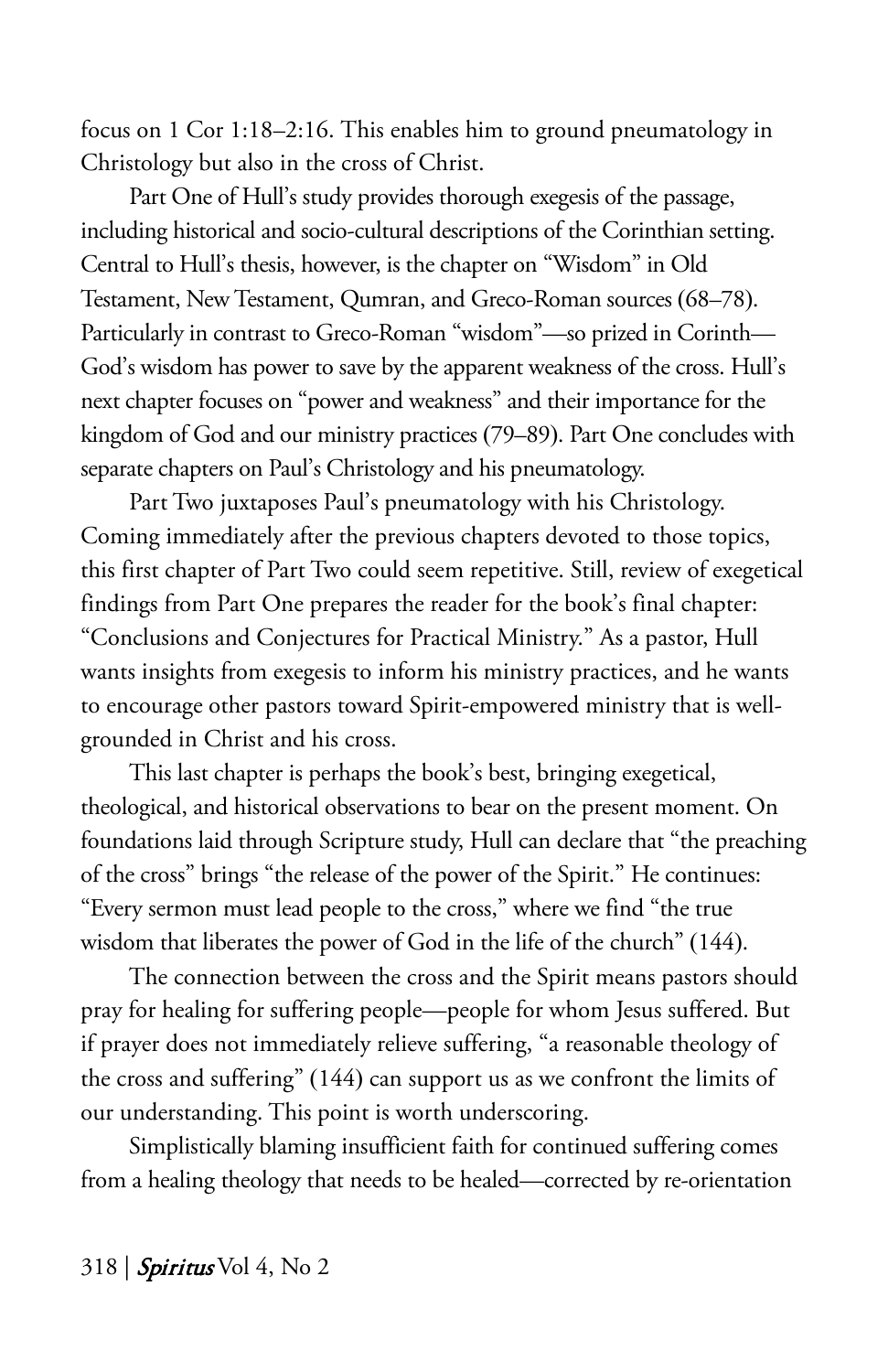focus on 1 Cor 1:18–2:16. This enables him to ground pneumatology in Christology but also in the cross of Christ.

Part One of Hull's study provides thorough exegesis of the passage, including historical and socio-cultural descriptions of the Corinthian setting. Central to Hull's thesis, however, is the chapter on "Wisdom" in Old Testament, New Testament, Qumran, and Greco-Roman sources (68–78). Particularly in contrast to Greco-Roman "wisdom"—so prized in Corinth—God's wisdom has power to save by the apparent weakness of the cross. Hull's next chapter focuses on "power and weakness" and their importance for the kingdom of God and our ministry practices (79–89). Part One concludes with separate chapters on Paul's Christology and his pneumatology.

Part Two juxtaposes Paul's pneumatology with his Christology. Coming immediately after the previous chapters devoted to those topics, this first chapter of Part Two could seem repetitive. Still, review of exegetical findings from Part One prepares the reader for the book's final chapter: "Conclusions and Conjectures for Practical Ministry." As a pastor, Hull wants insights from exegesis to inform his ministry practices, and he wants to encourage other pastors toward Spirit-empowered ministry that is well-grounded in Christ and his cross.

This last chapter is perhaps the book's best, bringing exegetical, theological, and historical observations to bear on the present moment. On foundations laid through Scripture study, Hull can declare that "the preaching of the cross" brings "the release of the power of the Spirit." He continues: "Every sermon must lead people to the cross," where we find "the true wisdom that liberates the power of God in the life of the church" (144).

The connection between the cross and the Spirit means pastors should pray for healing for suffering people—people for whom Jesus suffered. But if prayer does not immediately relieve suffering, "a reasonable theology of the cross and suffering" (144) can support us as we confront the limits of our understanding. This point is worth underscoring.

Simplistically blaming insufficient faith for continued suffering comes from a healing theology that needs to be healed—corrected by re-orientation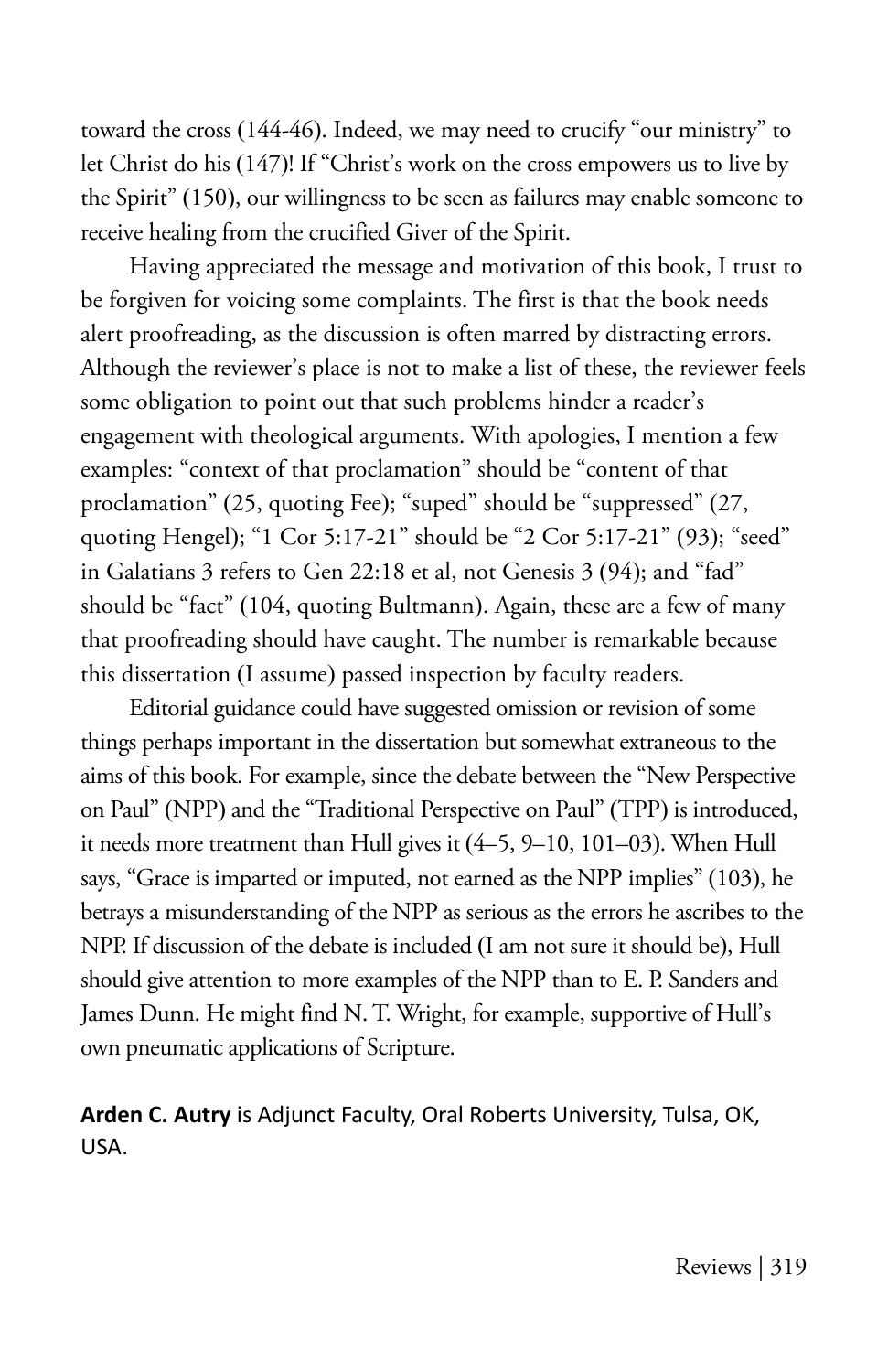toward the cross (144-46). Indeed, we may need to crucify "our ministry" to let Christ do his (147)! If "Christ's work on the cross empowers us to live by the Spirit" (150), our willingness to be seen as failures may enable someone to receive healing from the crucified Giver of the Spirit.

Having appreciated the message and motivation of this book, I trust to be forgiven for voicing some complaints. The first is that the book needs alert proofreading, as the discussion is often marred by distracting errors. Although the reviewer's place is not to make a list of these, the reviewer feels some obligation to point out that such problems hinder a reader's engagement with theological arguments. With apologies, I mention a few examples: "context of that proclamation" should be "content of that proclamation" (25, quoting Fee); "suped" should be "suppressed" (27, quoting Hengel); "1 Cor 5:17-21" should be "2 Cor 5:17-21" (93); "seed" in Galatians 3 refers to Gen 22:18 et al, not Genesis 3 (94); and "fad" should be "fact" (104, quoting Bultmann). Again, these are a few of many that proofreading should have caught. The number is remarkable because this dissertation (I assume) passed inspection by faculty readers.

Editorial guidance could have suggested omission or revision of some things perhaps important in the dissertation but somewhat extraneous to the aims of this book. For example, since the debate between the "New Perspective on Paul" (NPP) and the "Traditional Perspective on Paul" (TPP) is introduced, it needs more treatment than Hull gives it (4–5, 9–10, 101–03). When Hull says, "Grace is imparted or imputed, not earned as the NPP implies" (103), he betrays a misunderstanding of the NPP as serious as the errors he ascribes to the NPP. If discussion of the debate is included (I am not sure it should be), Hull should give attention to more examples of the NPP than to E. P. Sanders and James Dunn. He might find N. T. Wright, for example, supportive of Hull's own pneumatic applications of Scripture.

**Arden C. Autry** is Adjunct Faculty, Oral Roberts University, Tulsa, OK, USA.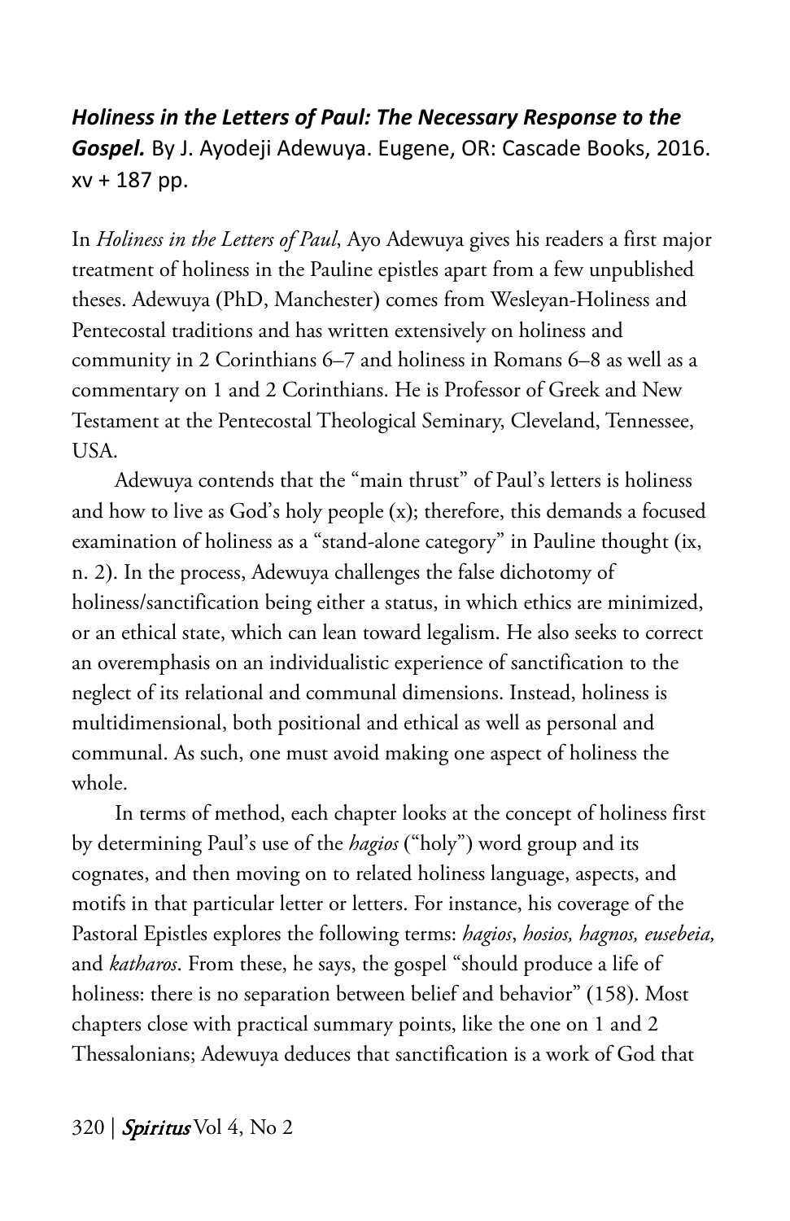***Holiness in the Letters of Paul: The Necessary Response to the Gospel.*** By J. Ayodeji Adewuya. Eugene, OR: Cascade Books, 2016. xv + 187 pp.

In *Holiness in the Letters of Paul*, Ayo Adewuya gives his readers a first major treatment of holiness in the Pauline epistles apart from a few unpublished theses. Adewuya (PhD, Manchester) comes from Wesleyan-Holiness and Pentecostal traditions and has written extensively on holiness and community in 2 Corinthians 6–7 and holiness in Romans 6–8 as well as a commentary on 1 and 2 Corinthians. He is Professor of Greek and New Testament at the Pentecostal Theological Seminary, Cleveland, Tennessee, USA.

Adewuya contends that the "main thrust" of Paul's letters is holiness and how to live as God's holy people (x); therefore, this demands a focused examination of holiness as a "stand-alone category" in Pauline thought (ix, n. 2). In the process, Adewuya challenges the false dichotomy of holiness/sanctification being either a status, in which ethics are minimized, or an ethical state, which can lean toward legalism. He also seeks to correct an overemphasis on an individualistic experience of sanctification to the neglect of its relational and communal dimensions. Instead, holiness is multidimensional, both positional and ethical as well as personal and communal. As such, one must avoid making one aspect of holiness the whole.

In terms of method, each chapter looks at the concept of holiness first by determining Paul's use of the *hagios* ("holy") word group and its cognates, and then moving on to related holiness language, aspects, and motifs in that particular letter or letters. For instance, his coverage of the Pastoral Epistles explores the following terms: *hagios*, *hosios, hagnos, eusebeia,* and *katharos*. From these, he says, the gospel "should produce a life of holiness: there is no separation between belief and behavior" (158). Most chapters close with practical summary points, like the one on 1 and 2 Thessalonians; Adewuya deduces that sanctification is a work of God that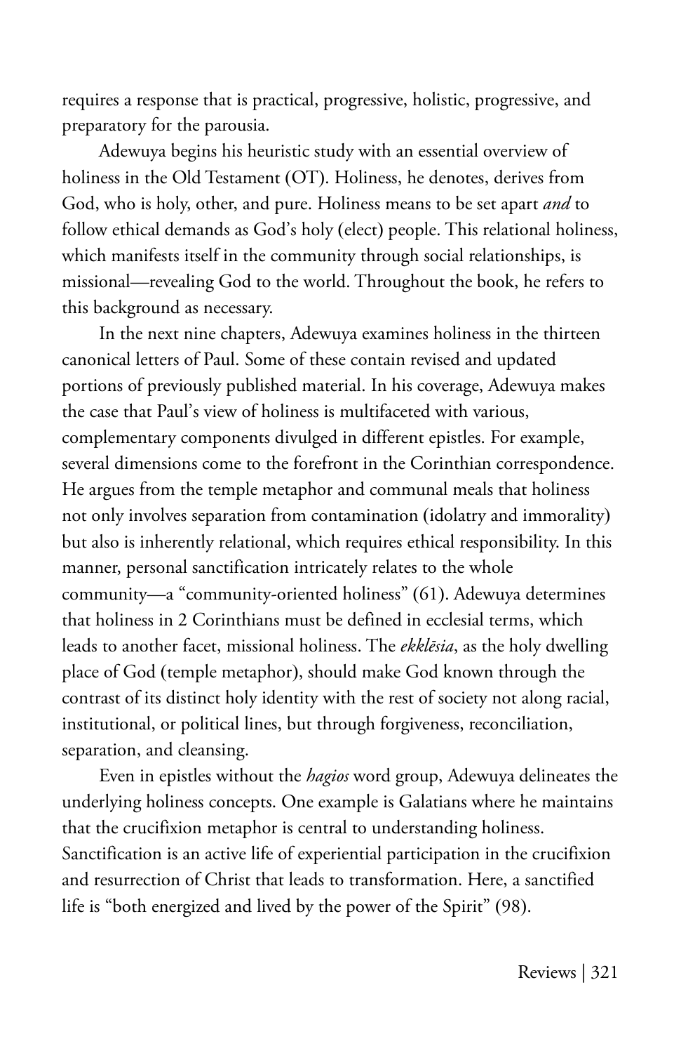requires a response that is practical, progressive, holistic, progressive, and preparatory for the parousia.

Adewuya begins his heuristic study with an essential overview of holiness in the Old Testament (OT). Holiness, he denotes, derives from God, who is holy, other, and pure. Holiness means to be set apart *and* to follow ethical demands as God's holy (elect) people. This relational holiness, which manifests itself in the community through social relationships, is missional—revealing God to the world. Throughout the book, he refers to this background as necessary.

In the next nine chapters, Adewuya examines holiness in the thirteen canonical letters of Paul. Some of these contain revised and updated portions of previously published material. In his coverage, Adewuya makes the case that Paul's view of holiness is multifaceted with various, complementary components divulged in different epistles. For example, several dimensions come to the forefront in the Corinthian correspondence. He argues from the temple metaphor and communal meals that holiness not only involves separation from contamination (idolatry and immorality) but also is inherently relational, which requires ethical responsibility. In this manner, personal sanctification intricately relates to the whole community—a "community-oriented holiness" (61). Adewuya determines that holiness in 2 Corinthians must be defined in ecclesial terms, which leads to another facet, missional holiness. The *ekklēsia*, as the holy dwelling place of God (temple metaphor), should make God known through the contrast of its distinct holy identity with the rest of society not along racial, institutional, or political lines, but through forgiveness, reconciliation, separation, and cleansing.

Even in epistles without the *hagios* word group, Adewuya delineates the underlying holiness concepts. One example is Galatians where he maintains that the crucifixion metaphor is central to understanding holiness. Sanctification is an active life of experiential participation in the crucifixion and resurrection of Christ that leads to transformation. Here, a sanctified life is "both energized and lived by the power of the Spirit" (98).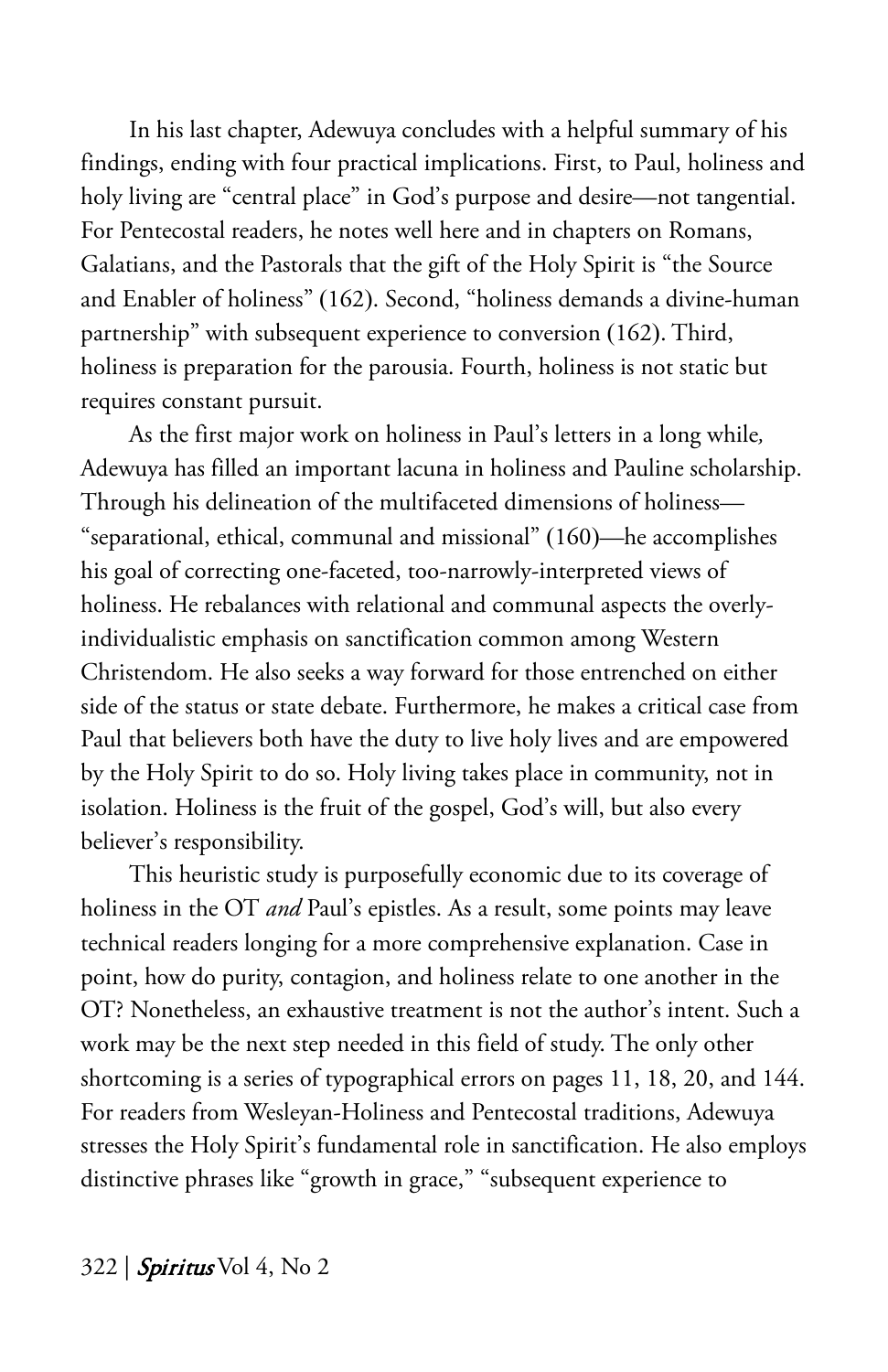In his last chapter, Adewuya concludes with a helpful summary of his findings, ending with four practical implications. First, to Paul, holiness and holy living are "central place" in God's purpose and desire—not tangential. For Pentecostal readers, he notes well here and in chapters on Romans, Galatians, and the Pastorals that the gift of the Holy Spirit is "the Source and Enabler of holiness" (162). Second, "holiness demands a divine-human partnership" with subsequent experience to conversion (162). Third, holiness is preparation for the parousia. Fourth, holiness is not static but requires constant pursuit.

As the first major work on holiness in Paul's letters in a long while, Adewuya has filled an important lacuna in holiness and Pauline scholarship. Through his delineation of the multifaceted dimensions of holiness—"separational, ethical, communal and missional" (160)—he accomplishes his goal of correcting one-faceted, too-narrowly-interpreted views of holiness. He rebalances with relational and communal aspects the overly-individualistic emphasis on sanctification common among Western Christendom. He also seeks a way forward for those entrenched on either side of the status or state debate. Furthermore, he makes a critical case from Paul that believers both have the duty to live holy lives and are empowered by the Holy Spirit to do so. Holy living takes place in community, not in isolation. Holiness is the fruit of the gospel, God's will, but also every believer's responsibility.

This heuristic study is purposefully economic due to its coverage of holiness in the OT *and* Paul's epistles. As a result, some points may leave technical readers longing for a more comprehensive explanation. Case in point, how do purity, contagion, and holiness relate to one another in the OT? Nonetheless, an exhaustive treatment is not the author's intent. Such a work may be the next step needed in this field of study. The only other shortcoming is a series of typographical errors on pages 11, 18, 20, and 144. For readers from Wesleyan-Holiness and Pentecostal traditions, Adewuya stresses the Holy Spirit's fundamental role in sanctification. He also employs distinctive phrases like "growth in grace," "subsequent experience to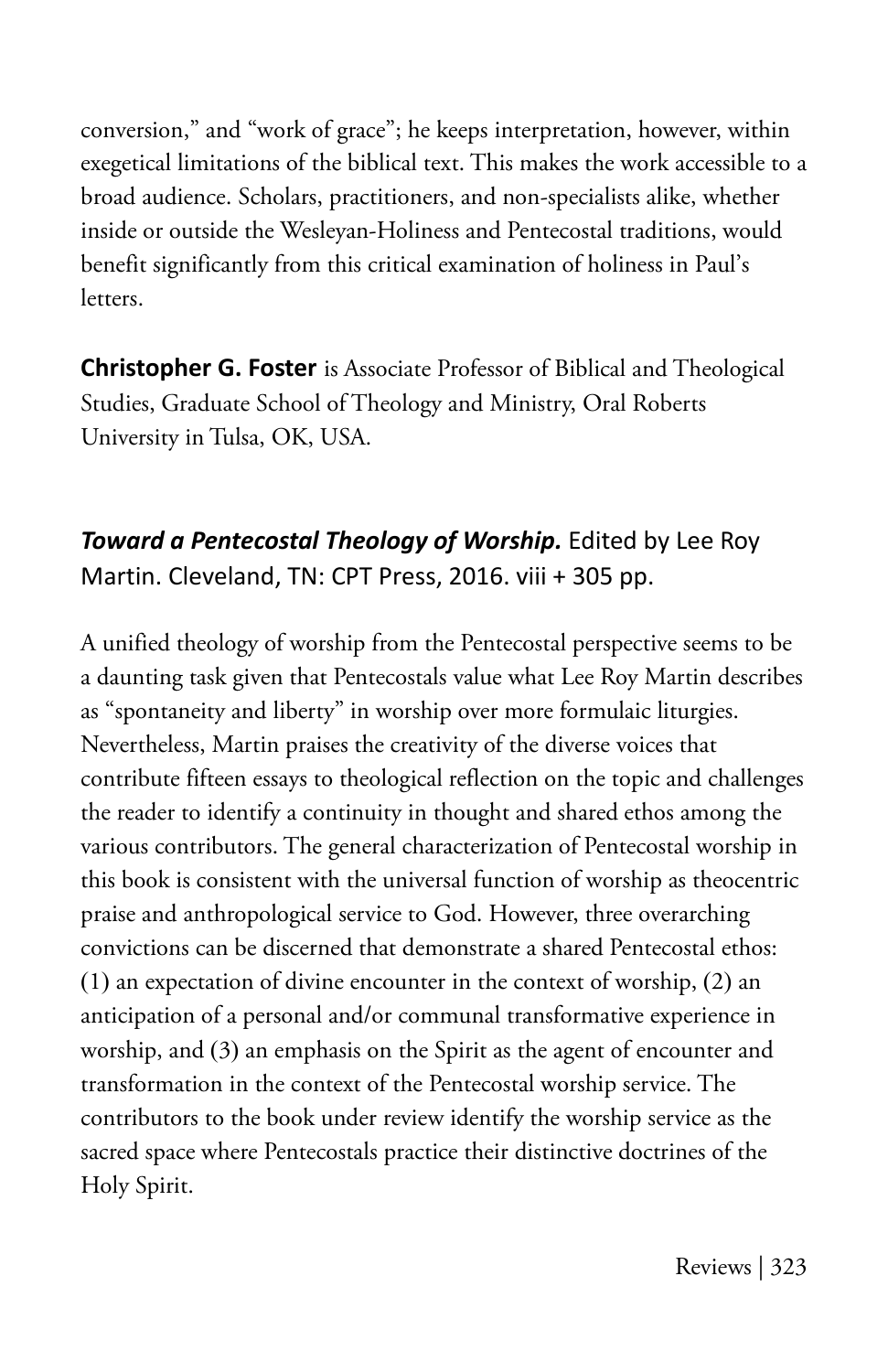conversion," and "work of grace"; he keeps interpretation, however, within exegetical limitations of the biblical text. This makes the work accessible to a broad audience. Scholars, practitioners, and non-specialists alike, whether inside or outside the Wesleyan-Holiness and Pentecostal traditions, would benefit significantly from this critical examination of holiness in Paul's letters.

**Christopher G. Foster** is Associate Professor of Biblical and Theological Studies, Graduate School of Theology and Ministry, Oral Roberts University in Tulsa, OK, USA.

## ***Toward a Pentecostal Theology of Worship.*** Edited by Lee Roy Martin. Cleveland, TN: CPT Press, 2016. viii + 305 pp.

A unified theology of worship from the Pentecostal perspective seems to be a daunting task given that Pentecostals value what Lee Roy Martin describes as "spontaneity and liberty" in worship over more formulaic liturgies. Nevertheless, Martin praises the creativity of the diverse voices that contribute fifteen essays to theological reflection on the topic and challenges the reader to identify a continuity in thought and shared ethos among the various contributors. The general characterization of Pentecostal worship in this book is consistent with the universal function of worship as theocentric praise and anthropological service to God. However, three overarching convictions can be discerned that demonstrate a shared Pentecostal ethos: (1) an expectation of divine encounter in the context of worship, (2) an anticipation of a personal and/or communal transformative experience in worship, and (3) an emphasis on the Spirit as the agent of encounter and transformation in the context of the Pentecostal worship service. The contributors to the book under review identify the worship service as the sacred space where Pentecostals practice their distinctive doctrines of the Holy Spirit.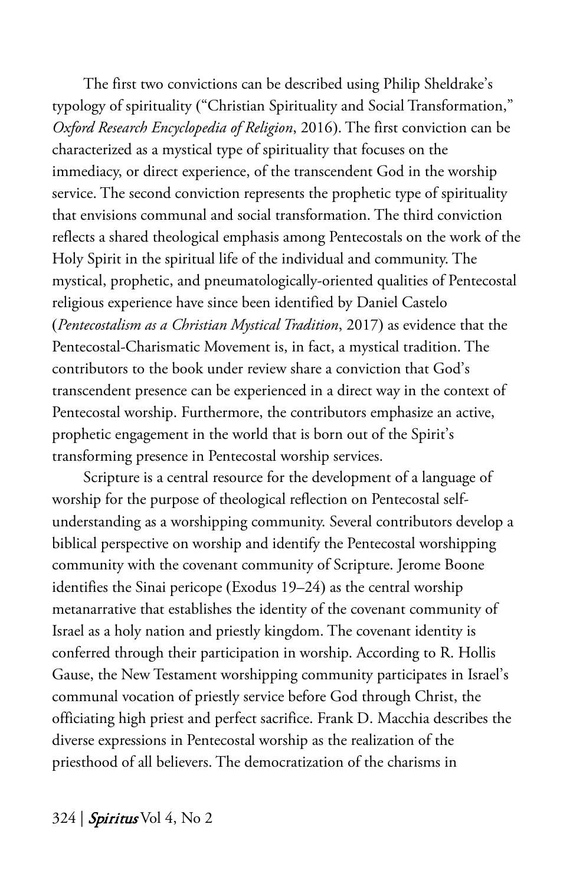The first two convictions can be described using Philip Sheldrake's typology of spirituality ("Christian Spirituality and Social Transformation," *Oxford Research Encyclopedia of Religion*, 2016). The first conviction can be characterized as a mystical type of spirituality that focuses on the immediacy, or direct experience, of the transcendent God in the worship service. The second conviction represents the prophetic type of spirituality that envisions communal and social transformation. The third conviction reflects a shared theological emphasis among Pentecostals on the work of the Holy Spirit in the spiritual life of the individual and community. The mystical, prophetic, and pneumatologically-oriented qualities of Pentecostal religious experience have since been identified by Daniel Castelo (*Pentecostalism as a Christian Mystical Tradition*, 2017) as evidence that the Pentecostal-Charismatic Movement is, in fact, a mystical tradition. The contributors to the book under review share a conviction that God's transcendent presence can be experienced in a direct way in the context of Pentecostal worship. Furthermore, the contributors emphasize an active, prophetic engagement in the world that is born out of the Spirit's transforming presence in Pentecostal worship services.

Scripture is a central resource for the development of a language of worship for the purpose of theological reflection on Pentecostal self-understanding as a worshipping community. Several contributors develop a biblical perspective on worship and identify the Pentecostal worshipping community with the covenant community of Scripture. Jerome Boone identifies the Sinai pericope (Exodus 19–24) as the central worship metanarrative that establishes the identity of the covenant community of Israel as a holy nation and priestly kingdom. The covenant identity is conferred through their participation in worship. According to R. Hollis Gause, the New Testament worshipping community participates in Israel's communal vocation of priestly service before God through Christ, the officiating high priest and perfect sacrifice. Frank D. Macchia describes the diverse expressions in Pentecostal worship as the realization of the priesthood of all believers. The democratization of the charisms in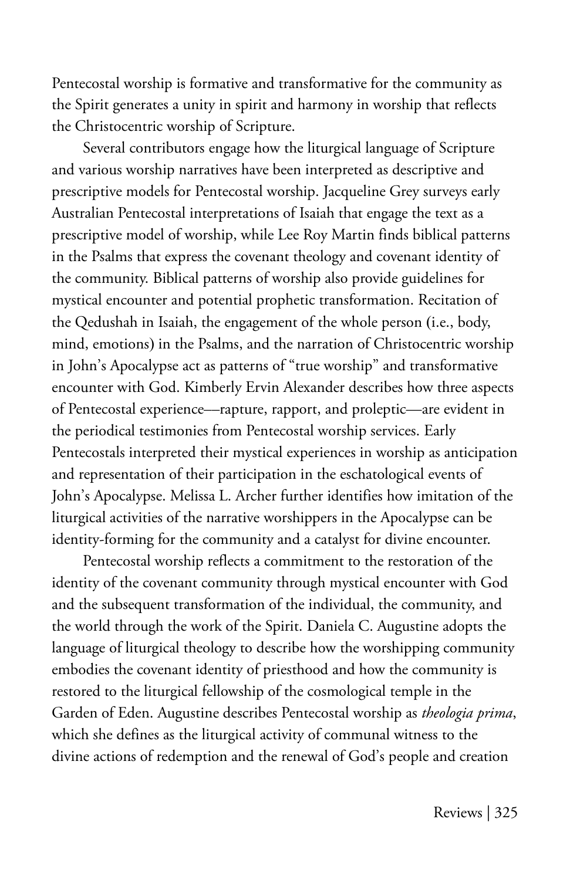Pentecostal worship is formative and transformative for the community as the Spirit generates a unity in spirit and harmony in worship that reflects the Christocentric worship of Scripture.

Several contributors engage how the liturgical language of Scripture and various worship narratives have been interpreted as descriptive and prescriptive models for Pentecostal worship. Jacqueline Grey surveys early Australian Pentecostal interpretations of Isaiah that engage the text as a prescriptive model of worship, while Lee Roy Martin finds biblical patterns in the Psalms that express the covenant theology and covenant identity of the community. Biblical patterns of worship also provide guidelines for mystical encounter and potential prophetic transformation. Recitation of the Qedushah in Isaiah, the engagement of the whole person (i.e., body, mind, emotions) in the Psalms, and the narration of Christocentric worship in John's Apocalypse act as patterns of "true worship" and transformative encounter with God. Kimberly Ervin Alexander describes how three aspects of Pentecostal experience—rapture, rapport, and proleptic—are evident in the periodical testimonies from Pentecostal worship services. Early Pentecostals interpreted their mystical experiences in worship as anticipation and representation of their participation in the eschatological events of John's Apocalypse. Melissa L. Archer further identifies how imitation of the liturgical activities of the narrative worshippers in the Apocalypse can be identity-forming for the community and a catalyst for divine encounter.

Pentecostal worship reflects a commitment to the restoration of the identity of the covenant community through mystical encounter with God and the subsequent transformation of the individual, the community, and the world through the work of the Spirit. Daniela C. Augustine adopts the language of liturgical theology to describe how the worshipping community embodies the covenant identity of priesthood and how the community is restored to the liturgical fellowship of the cosmological temple in the Garden of Eden. Augustine describes Pentecostal worship as *theologia prima*, which she defines as the liturgical activity of communal witness to the divine actions of redemption and the renewal of God's people and creation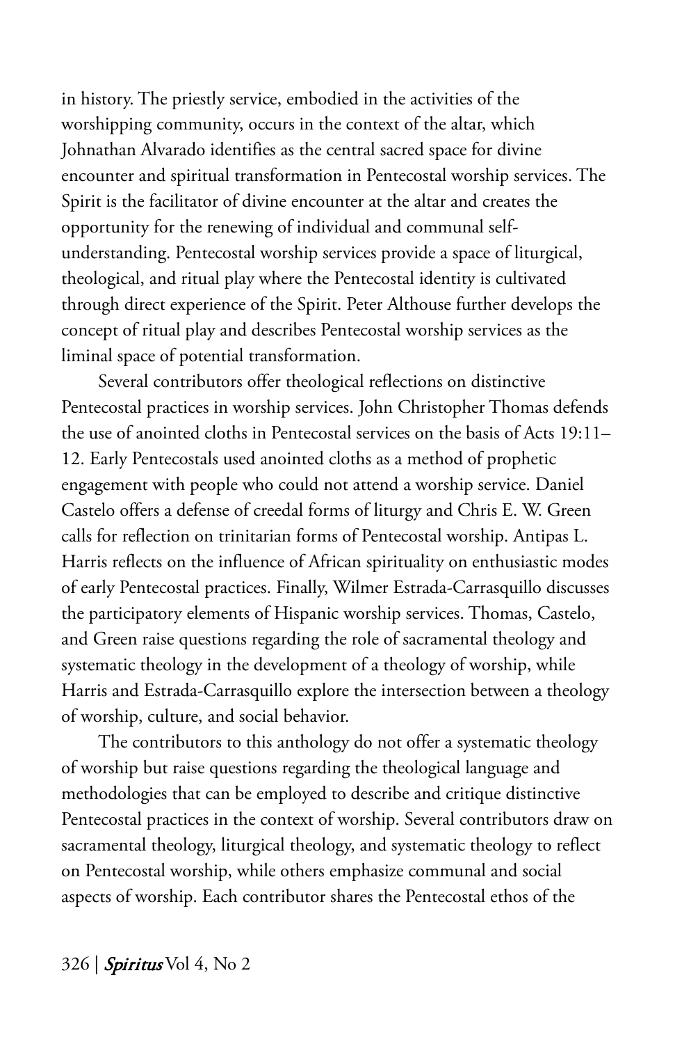in history. The priestly service, embodied in the activities of the worshipping community, occurs in the context of the altar, which Johnathan Alvarado identifies as the central sacred space for divine encounter and spiritual transformation in Pentecostal worship services. The Spirit is the facilitator of divine encounter at the altar and creates the opportunity for the renewing of individual and communal self-understanding. Pentecostal worship services provide a space of liturgical, theological, and ritual play where the Pentecostal identity is cultivated through direct experience of the Spirit. Peter Althouse further develops the concept of ritual play and describes Pentecostal worship services as the liminal space of potential transformation.

Several contributors offer theological reflections on distinctive Pentecostal practices in worship services. John Christopher Thomas defends the use of anointed cloths in Pentecostal services on the basis of Acts 19:11–12. Early Pentecostals used anointed cloths as a method of prophetic engagement with people who could not attend a worship service. Daniel Castelo offers a defense of creedal forms of liturgy and Chris E. W. Green calls for reflection on trinitarian forms of Pentecostal worship. Antipas L. Harris reflects on the influence of African spirituality on enthusiastic modes of early Pentecostal practices. Finally, Wilmer Estrada-Carrasquillo discusses the participatory elements of Hispanic worship services. Thomas, Castelo, and Green raise questions regarding the role of sacramental theology and systematic theology in the development of a theology of worship, while Harris and Estrada-Carrasquillo explore the intersection between a theology of worship, culture, and social behavior.

The contributors to this anthology do not offer a systematic theology of worship but raise questions regarding the theological language and methodologies that can be employed to describe and critique distinctive Pentecostal practices in the context of worship. Several contributors draw on sacramental theology, liturgical theology, and systematic theology to reflect on Pentecostal worship, while others emphasize communal and social aspects of worship. Each contributor shares the Pentecostal ethos of the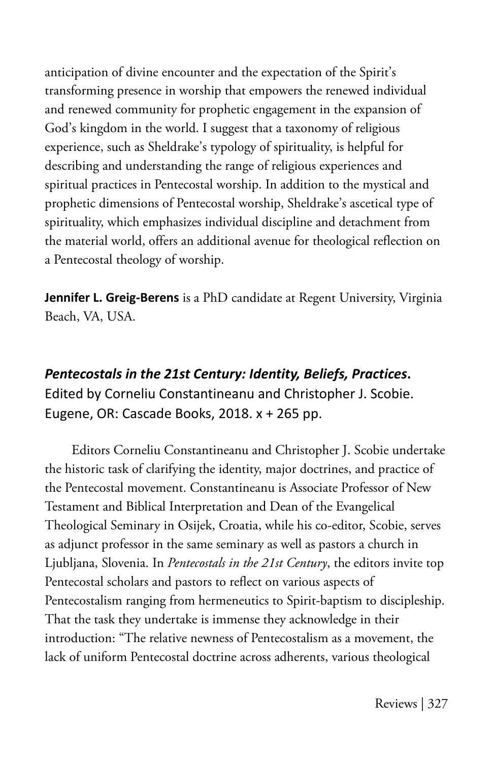anticipation of divine encounter and the expectation of the Spirit's transforming presence in worship that empowers the renewed individual and renewed community for prophetic engagement in the expansion of God's kingdom in the world. I suggest that a taxonomy of religious experience, such as Sheldrake's typology of spirituality, is helpful for describing and understanding the range of religious experiences and spiritual practices in Pentecostal worship. In addition to the mystical and prophetic dimensions of Pentecostal worship, Sheldrake's ascetical type of spirituality, which emphasizes individual discipline and detachment from the material world, offers an additional avenue for theological reflection on a Pentecostal theology of worship.

**Jennifer L. Greig-Berens** is a PhD candidate at Regent University, Virginia Beach, VA, USA.

## ***Pentecostals in the 21st Century: Identity, Beliefs, Practices*.**
Edited by Corneliu Constantineanu and Christopher J. Scobie. Eugene, OR: Cascade Books, 2018. x + 265 pp.

Editors Corneliu Constantineanu and Christopher J. Scobie undertake the historic task of clarifying the identity, major doctrines, and practice of the Pentecostal movement. Constantineanu is Associate Professor of New Testament and Biblical Interpretation and Dean of the Evangelical Theological Seminary in Osijek, Croatia, while his co-editor, Scobie, serves as adjunct professor in the same seminary as well as pastors a church in Ljubljana, Slovenia. In *Pentecostals in the 21st Century*, the editors invite top Pentecostal scholars and pastors to reflect on various aspects of Pentecostalism ranging from hermeneutics to Spirit-baptism to discipleship. That the task they undertake is immense they acknowledge in their introduction: "The relative newness of Pentecostalism as a movement, the lack of uniform Pentecostal doctrine across adherents, various theological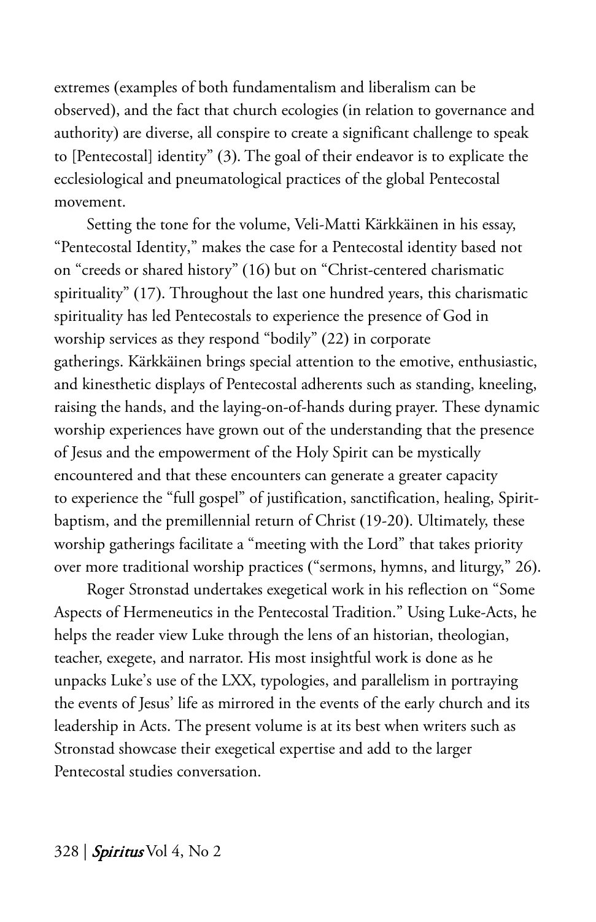extremes (examples of both fundamentalism and liberalism can be observed), and the fact that church ecologies (in relation to governance and authority) are diverse, all conspire to create a significant challenge to speak to [Pentecostal] identity" (3). The goal of their endeavor is to explicate the ecclesiological and pneumatological practices of the global Pentecostal movement.

Setting the tone for the volume, Veli-Matti Kärkkäinen in his essay, "Pentecostal Identity," makes the case for a Pentecostal identity based not on "creeds or shared history" (16) but on "Christ-centered charismatic spirituality" (17). Throughout the last one hundred years, this charismatic spirituality has led Pentecostals to experience the presence of God in worship services as they respond "bodily" (22) in corporate gatherings. Kärkkäinen brings special attention to the emotive, enthusiastic, and kinesthetic displays of Pentecostal adherents such as standing, kneeling, raising the hands, and the laying-on-of-hands during prayer. These dynamic worship experiences have grown out of the understanding that the presence of Jesus and the empowerment of the Holy Spirit can be mystically encountered and that these encounters can generate a greater capacity to experience the "full gospel" of justification, sanctification, healing, Spirit-baptism, and the premillennial return of Christ (19-20). Ultimately, these worship gatherings facilitate a "meeting with the Lord" that takes priority over more traditional worship practices ("sermons, hymns, and liturgy," 26).

Roger Stronstad undertakes exegetical work in his reflection on "Some Aspects of Hermeneutics in the Pentecostal Tradition." Using Luke-Acts, he helps the reader view Luke through the lens of an historian, theologian, teacher, exegete, and narrator. His most insightful work is done as he unpacks Luke's use of the LXX, typologies, and parallelism in portraying the events of Jesus' life as mirrored in the events of the early church and its leadership in Acts. The present volume is at its best when writers such as Stronstad showcase their exegetical expertise and add to the larger Pentecostal studies conversation.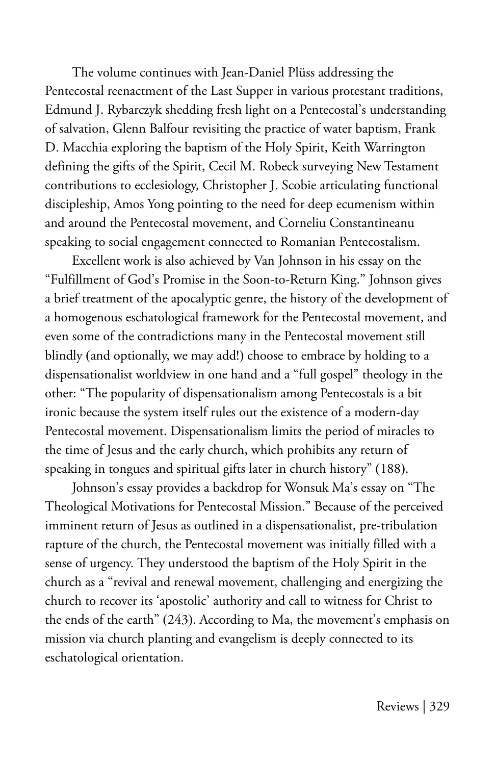The volume continues with Jean-Daniel Plüss addressing the Pentecostal reenactment of the Last Supper in various protestant traditions, Edmund J. Rybarczyk shedding fresh light on a Pentecostal's understanding of salvation, Glenn Balfour revisiting the practice of water baptism, Frank D. Macchia exploring the baptism of the Holy Spirit, Keith Warrington defining the gifts of the Spirit, Cecil M. Robeck surveying New Testament contributions to ecclesiology, Christopher J. Scobie articulating functional discipleship, Amos Yong pointing to the need for deep ecumenism within and around the Pentecostal movement, and Corneliu Constantineanu speaking to social engagement connected to Romanian Pentecostalism.

Excellent work is also achieved by Van Johnson in his essay on the "Fulfillment of God's Promise in the Soon-to-Return King." Johnson gives a brief treatment of the apocalyptic genre, the history of the development of a homogenous eschatological framework for the Pentecostal movement, and even some of the contradictions many in the Pentecostal movement still blindly (and optionally, we may add!) choose to embrace by holding to a dispensationalist worldview in one hand and a "full gospel" theology in the other: "The popularity of dispensationalism among Pentecostals is a bit ironic because the system itself rules out the existence of a modern-day Pentecostal movement. Dispensationalism limits the period of miracles to the time of Jesus and the early church, which prohibits any return of speaking in tongues and spiritual gifts later in church history" (188).

Johnson's essay provides a backdrop for Wonsuk Ma's essay on "The Theological Motivations for Pentecostal Mission." Because of the perceived imminent return of Jesus as outlined in a dispensationalist, pre-tribulation rapture of the church, the Pentecostal movement was initially filled with a sense of urgency. They understood the baptism of the Holy Spirit in the church as a "revival and renewal movement, challenging and energizing the church to recover its 'apostolic' authority and call to witness for Christ to the ends of the earth" (243). According to Ma, the movement's emphasis on mission via church planting and evangelism is deeply connected to its eschatological orientation.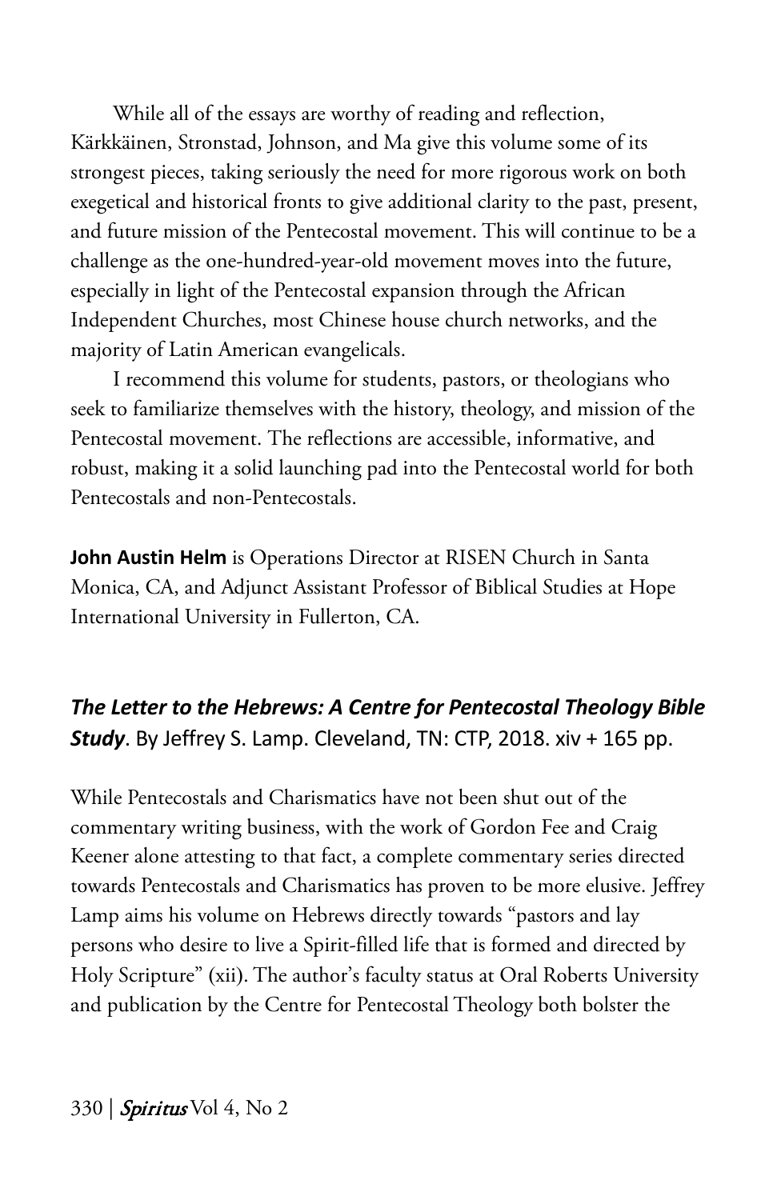While all of the essays are worthy of reading and reflection, Kärkkäinen, Stronstad, Johnson, and Ma give this volume some of its strongest pieces, taking seriously the need for more rigorous work on both exegetical and historical fronts to give additional clarity to the past, present, and future mission of the Pentecostal movement. This will continue to be a challenge as the one-hundred-year-old movement moves into the future, especially in light of the Pentecostal expansion through the African Independent Churches, most Chinese house church networks, and the majority of Latin American evangelicals.

I recommend this volume for students, pastors, or theologians who seek to familiarize themselves with the history, theology, and mission of the Pentecostal movement. The reflections are accessible, informative, and robust, making it a solid launching pad into the Pentecostal world for both Pentecostals and non-Pentecostals.

**John Austin Helm** is Operations Director at RISEN Church in Santa Monica, CA, and Adjunct Assistant Professor of Biblical Studies at Hope International University in Fullerton, CA.

## ***The Letter to the Hebrews: A Centre for Pentecostal Theology Bible Study***. By Jeffrey S. Lamp. Cleveland, TN: CTP, 2018. xiv + 165 pp.

While Pentecostals and Charismatics have not been shut out of the commentary writing business, with the work of Gordon Fee and Craig Keener alone attesting to that fact, a complete commentary series directed towards Pentecostals and Charismatics has proven to be more elusive. Jeffrey Lamp aims his volume on Hebrews directly towards "pastors and lay persons who desire to live a Spirit-filled life that is formed and directed by Holy Scripture" (xii). The author's faculty status at Oral Roberts University and publication by the Centre for Pentecostal Theology both bolster the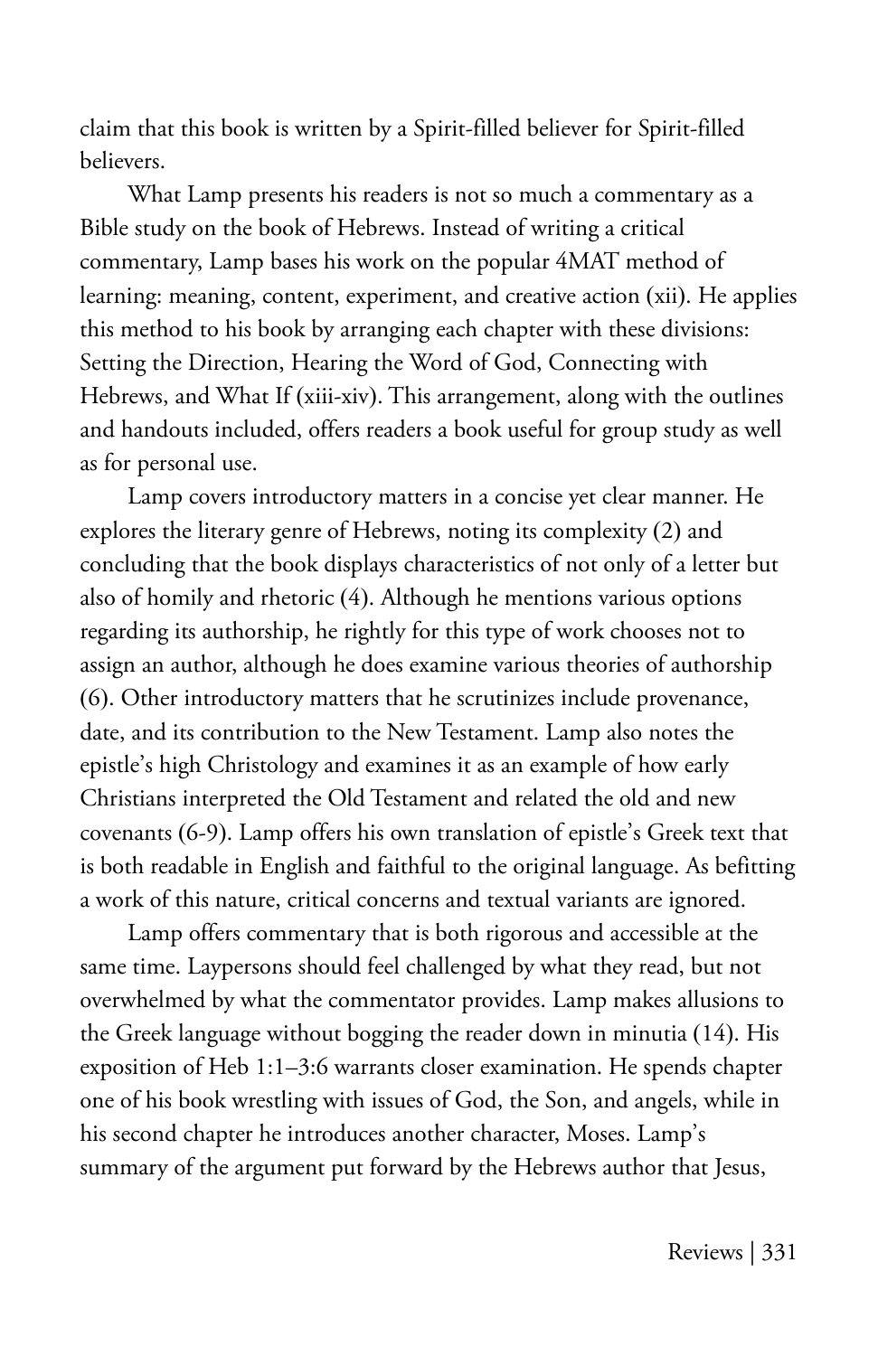claim that this book is written by a Spirit-filled believer for Spirit-filled believers.

What Lamp presents his readers is not so much a commentary as a Bible study on the book of Hebrews. Instead of writing a critical commentary, Lamp bases his work on the popular 4MAT method of learning: meaning, content, experiment, and creative action (xii). He applies this method to his book by arranging each chapter with these divisions: Setting the Direction, Hearing the Word of God, Connecting with Hebrews, and What If (xiii-xiv). This arrangement, along with the outlines and handouts included, offers readers a book useful for group study as well as for personal use.

Lamp covers introductory matters in a concise yet clear manner. He explores the literary genre of Hebrews, noting its complexity (2) and concluding that the book displays characteristics of not only of a letter but also of homily and rhetoric (4). Although he mentions various options regarding its authorship, he rightly for this type of work chooses not to assign an author, although he does examine various theories of authorship (6). Other introductory matters that he scrutinizes include provenance, date, and its contribution to the New Testament. Lamp also notes the epistle's high Christology and examines it as an example of how early Christians interpreted the Old Testament and related the old and new covenants (6-9). Lamp offers his own translation of epistle's Greek text that is both readable in English and faithful to the original language. As befitting a work of this nature, critical concerns and textual variants are ignored.

Lamp offers commentary that is both rigorous and accessible at the same time. Laypersons should feel challenged by what they read, but not overwhelmed by what the commentator provides. Lamp makes allusions to the Greek language without bogging the reader down in minutia (14). His exposition of Heb 1:1–3:6 warrants closer examination. He spends chapter one of his book wrestling with issues of God, the Son, and angels, while in his second chapter he introduces another character, Moses. Lamp's summary of the argument put forward by the Hebrews author that Jesus,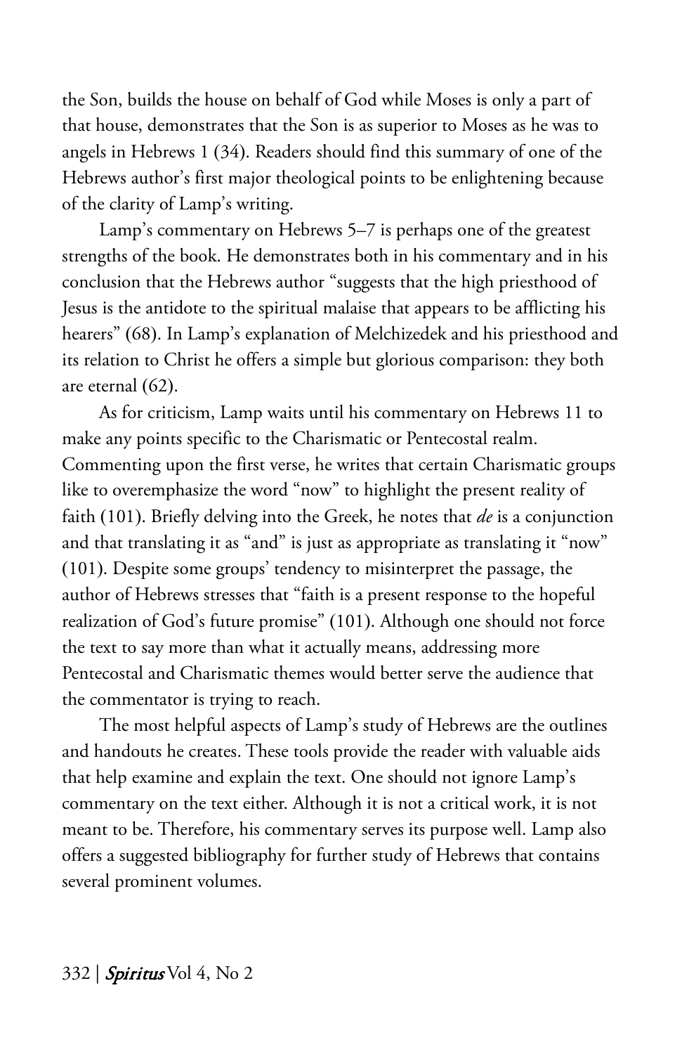the Son, builds the house on behalf of God while Moses is only a part of that house, demonstrates that the Son is as superior to Moses as he was to angels in Hebrews 1 (34). Readers should find this summary of one of the Hebrews author's first major theological points to be enlightening because of the clarity of Lamp's writing.

Lamp's commentary on Hebrews 5–7 is perhaps one of the greatest strengths of the book. He demonstrates both in his commentary and in his conclusion that the Hebrews author "suggests that the high priesthood of Jesus is the antidote to the spiritual malaise that appears to be afflicting his hearers" (68). In Lamp's explanation of Melchizedek and his priesthood and its relation to Christ he offers a simple but glorious comparison: they both are eternal (62).

As for criticism, Lamp waits until his commentary on Hebrews 11 to make any points specific to the Charismatic or Pentecostal realm. Commenting upon the first verse, he writes that certain Charismatic groups like to overemphasize the word "now" to highlight the present reality of faith (101). Briefly delving into the Greek, he notes that *de* is a conjunction and that translating it as "and" is just as appropriate as translating it "now" (101). Despite some groups' tendency to misinterpret the passage, the author of Hebrews stresses that "faith is a present response to the hopeful realization of God's future promise" (101). Although one should not force the text to say more than what it actually means, addressing more Pentecostal and Charismatic themes would better serve the audience that the commentator is trying to reach.

The most helpful aspects of Lamp's study of Hebrews are the outlines and handouts he creates. These tools provide the reader with valuable aids that help examine and explain the text. One should not ignore Lamp's commentary on the text either. Although it is not a critical work, it is not meant to be. Therefore, his commentary serves its purpose well. Lamp also offers a suggested bibliography for further study of Hebrews that contains several prominent volumes.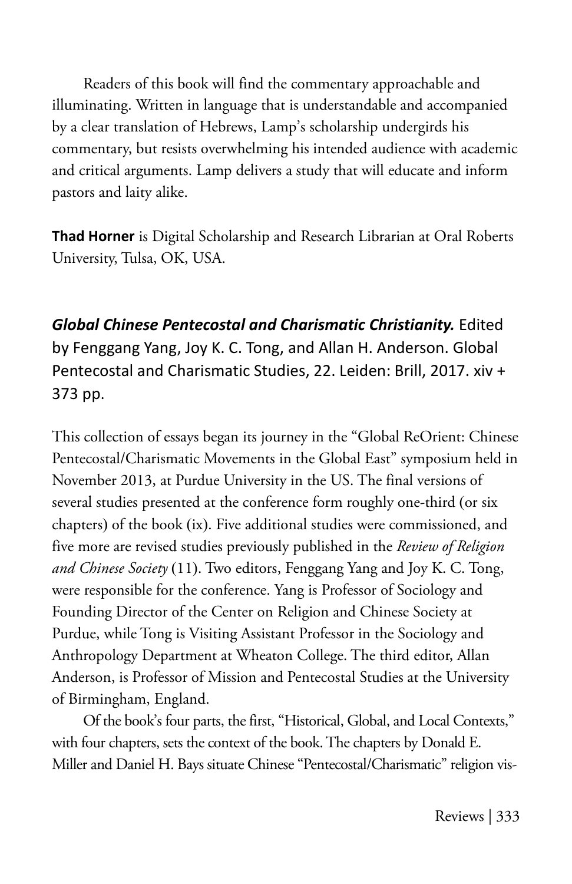Readers of this book will find the commentary approachable and illuminating. Written in language that is understandable and accompanied by a clear translation of Hebrews, Lamp's scholarship undergirds his commentary, but resists overwhelming his intended audience with academic and critical arguments. Lamp delivers a study that will educate and inform pastors and laity alike.

**Thad Horner** is Digital Scholarship and Research Librarian at Oral Roberts University, Tulsa, OK, USA.

## ***Global Chinese Pentecostal and Charismatic Christianity.*** Edited by Fenggang Yang, Joy K. C. Tong, and Allan H. Anderson. Global Pentecostal and Charismatic Studies, 22. Leiden: Brill, 2017. xiv + 373 pp.

This collection of essays began its journey in the "Global ReOrient: Chinese Pentecostal/Charismatic Movements in the Global East" symposium held in November 2013, at Purdue University in the US. The final versions of several studies presented at the conference form roughly one-third (or six chapters) of the book (ix). Five additional studies were commissioned, and five more are revised studies previously published in the *Review of Religion and Chinese Society* (11). Two editors, Fenggang Yang and Joy K. C. Tong, were responsible for the conference. Yang is Professor of Sociology and Founding Director of the Center on Religion and Chinese Society at Purdue, while Tong is Visiting Assistant Professor in the Sociology and Anthropology Department at Wheaton College. The third editor, Allan Anderson, is Professor of Mission and Pentecostal Studies at the University of Birmingham, England.

Of the book's four parts, the first, "Historical, Global, and Local Contexts," with four chapters, sets the context of the book. The chapters by Donald E. Miller and Daniel H. Bays situate Chinese "Pentecostal/Charismatic" religion vis-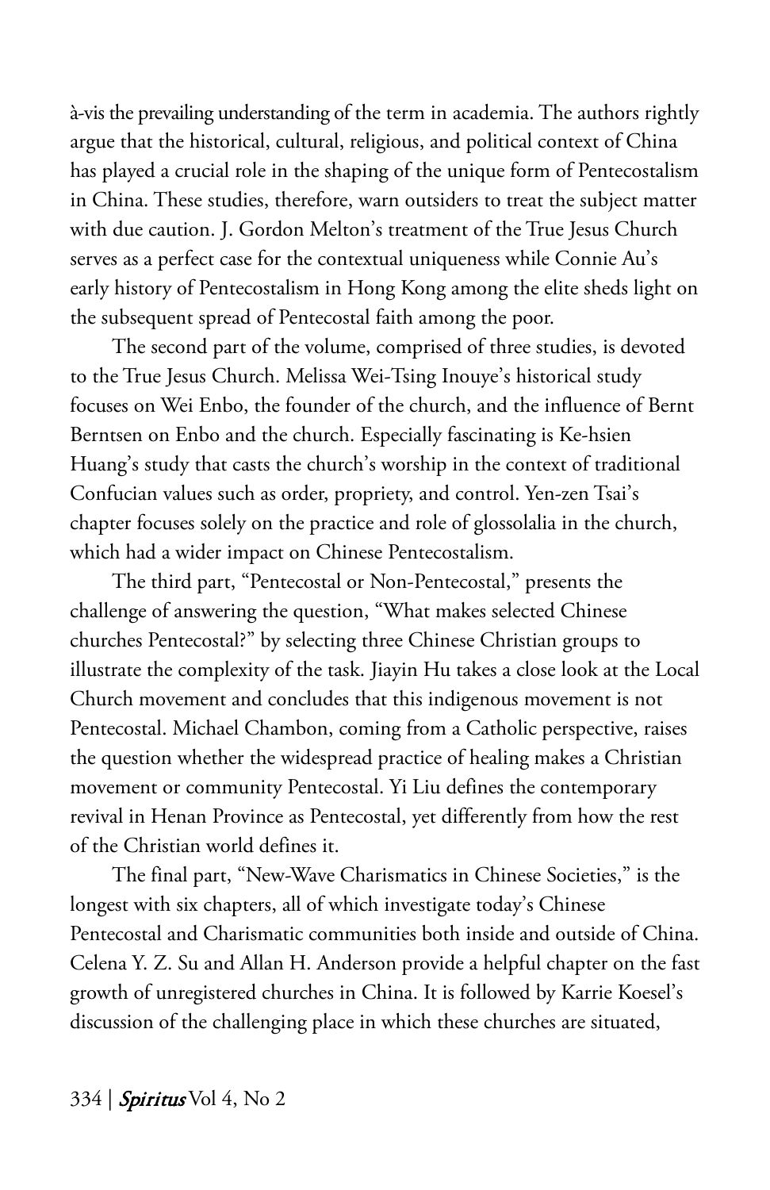à-vis the prevailing understanding of the term in academia. The authors rightly argue that the historical, cultural, religious, and political context of China has played a crucial role in the shaping of the unique form of Pentecostalism in China. These studies, therefore, warn outsiders to treat the subject matter with due caution. J. Gordon Melton's treatment of the True Jesus Church serves as a perfect case for the contextual uniqueness while Connie Au's early history of Pentecostalism in Hong Kong among the elite sheds light on the subsequent spread of Pentecostal faith among the poor.

The second part of the volume, comprised of three studies, is devoted to the True Jesus Church. Melissa Wei-Tsing Inouye's historical study focuses on Wei Enbo, the founder of the church, and the influence of Bernt Berntsen on Enbo and the church. Especially fascinating is Ke-hsien Huang's study that casts the church's worship in the context of traditional Confucian values such as order, propriety, and control. Yen-zen Tsai's chapter focuses solely on the practice and role of glossolalia in the church, which had a wider impact on Chinese Pentecostalism.

The third part, "Pentecostal or Non-Pentecostal," presents the challenge of answering the question, "What makes selected Chinese churches Pentecostal?" by selecting three Chinese Christian groups to illustrate the complexity of the task. Jiayin Hu takes a close look at the Local Church movement and concludes that this indigenous movement is not Pentecostal. Michael Chambon, coming from a Catholic perspective, raises the question whether the widespread practice of healing makes a Christian movement or community Pentecostal. Yi Liu defines the contemporary revival in Henan Province as Pentecostal, yet differently from how the rest of the Christian world defines it.

The final part, "New-Wave Charismatics in Chinese Societies," is the longest with six chapters, all of which investigate today's Chinese Pentecostal and Charismatic communities both inside and outside of China. Celena Y. Z. Su and Allan H. Anderson provide a helpful chapter on the fast growth of unregistered churches in China. It is followed by Karrie Koesel's discussion of the challenging place in which these churches are situated,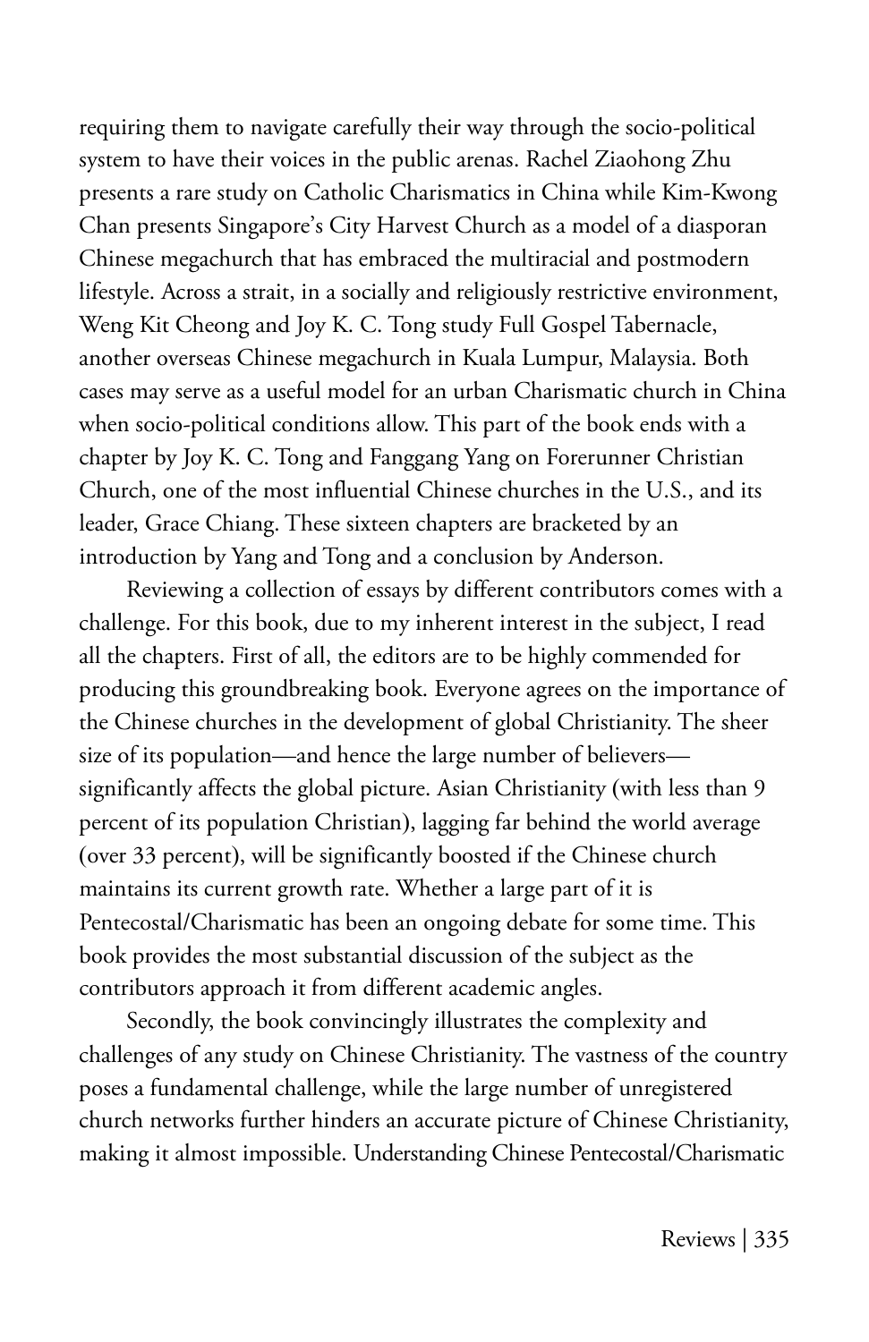requiring them to navigate carefully their way through the socio-political system to have their voices in the public arenas. Rachel Ziaohong Zhu presents a rare study on Catholic Charismatics in China while Kim-Kwong Chan presents Singapore's City Harvest Church as a model of a diasporan Chinese megachurch that has embraced the multiracial and postmodern lifestyle. Across a strait, in a socially and religiously restrictive environment, Weng Kit Cheong and Joy K. C. Tong study Full Gospel Tabernacle, another overseas Chinese megachurch in Kuala Lumpur, Malaysia. Both cases may serve as a useful model for an urban Charismatic church in China when socio-political conditions allow. This part of the book ends with a chapter by Joy K. C. Tong and Fanggang Yang on Forerunner Christian Church, one of the most influential Chinese churches in the U.S., and its leader, Grace Chiang. These sixteen chapters are bracketed by an introduction by Yang and Tong and a conclusion by Anderson.

Reviewing a collection of essays by different contributors comes with a challenge. For this book, due to my inherent interest in the subject, I read all the chapters. First of all, the editors are to be highly commended for producing this groundbreaking book. Everyone agrees on the importance of the Chinese churches in the development of global Christianity. The sheer size of its population—and hence the large number of believers—significantly affects the global picture. Asian Christianity (with less than 9 percent of its population Christian), lagging far behind the world average (over 33 percent), will be significantly boosted if the Chinese church maintains its current growth rate. Whether a large part of it is Pentecostal/Charismatic has been an ongoing debate for some time. This book provides the most substantial discussion of the subject as the contributors approach it from different academic angles.

Secondly, the book convincingly illustrates the complexity and challenges of any study on Chinese Christianity. The vastness of the country poses a fundamental challenge, while the large number of unregistered church networks further hinders an accurate picture of Chinese Christianity, making it almost impossible. Understanding Chinese Pentecostal/Charismatic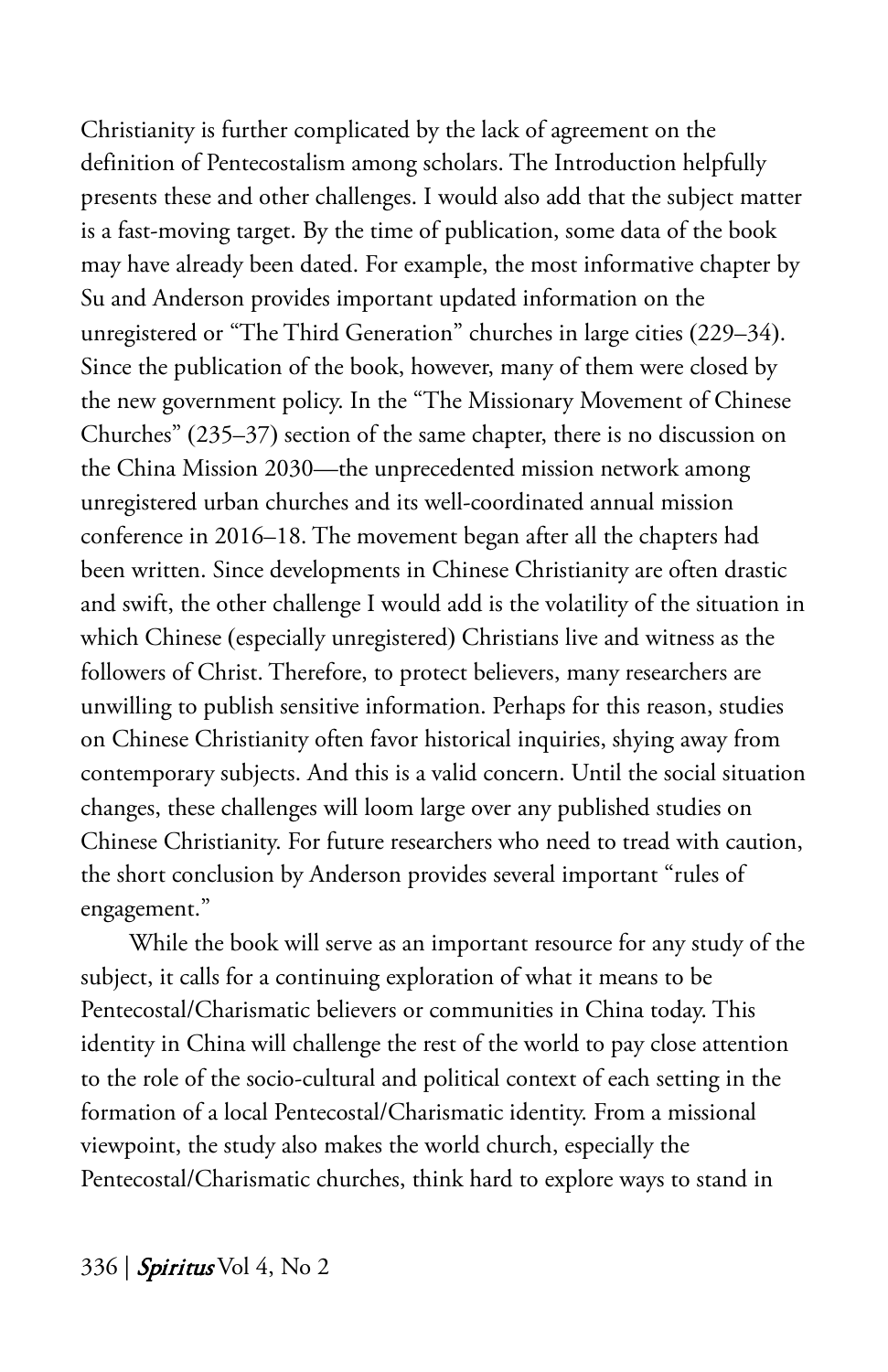Christianity is further complicated by the lack of agreement on the definition of Pentecostalism among scholars. The Introduction helpfully presents these and other challenges. I would also add that the subject matter is a fast-moving target. By the time of publication, some data of the book may have already been dated. For example, the most informative chapter by Su and Anderson provides important updated information on the unregistered or "The Third Generation" churches in large cities (229–34). Since the publication of the book, however, many of them were closed by the new government policy. In the "The Missionary Movement of Chinese Churches" (235–37) section of the same chapter, there is no discussion on the China Mission 2030—the unprecedented mission network among unregistered urban churches and its well-coordinated annual mission conference in 2016–18. The movement began after all the chapters had been written. Since developments in Chinese Christianity are often drastic and swift, the other challenge I would add is the volatility of the situation in which Chinese (especially unregistered) Christians live and witness as the followers of Christ. Therefore, to protect believers, many researchers are unwilling to publish sensitive information. Perhaps for this reason, studies on Chinese Christianity often favor historical inquiries, shying away from contemporary subjects. And this is a valid concern. Until the social situation changes, these challenges will loom large over any published studies on Chinese Christianity. For future researchers who need to tread with caution, the short conclusion by Anderson provides several important "rules of engagement."

While the book will serve as an important resource for any study of the subject, it calls for a continuing exploration of what it means to be Pentecostal/Charismatic believers or communities in China today. This identity in China will challenge the rest of the world to pay close attention to the role of the socio-cultural and political context of each setting in the formation of a local Pentecostal/Charismatic identity. From a missional viewpoint, the study also makes the world church, especially the Pentecostal/Charismatic churches, think hard to explore ways to stand in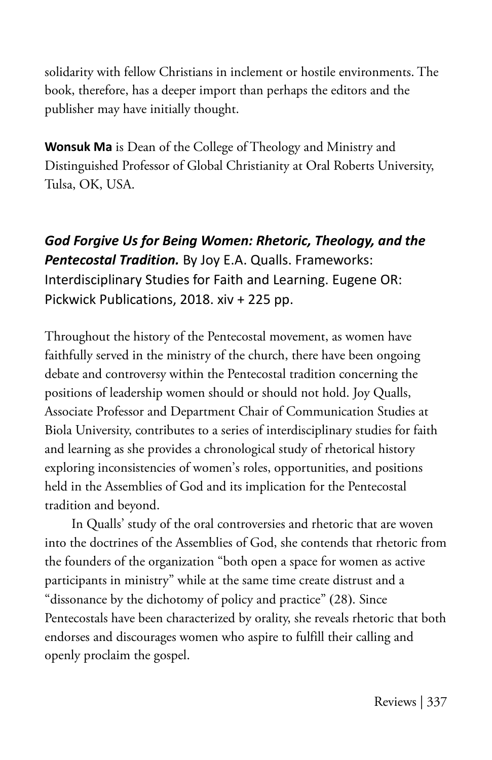solidarity with fellow Christians in inclement or hostile environments. The book, therefore, has a deeper import than perhaps the editors and the publisher may have initially thought.

**Wonsuk Ma** is Dean of the College of Theology and Ministry and Distinguished Professor of Global Christianity at Oral Roberts University, Tulsa, OK, USA.

***God Forgive Us for Being Women: Rhetoric, Theology, and the Pentecostal Tradition.*** By Joy E.A. Qualls. Frameworks: Interdisciplinary Studies for Faith and Learning. Eugene OR: Pickwick Publications, 2018. xiv + 225 pp.

Throughout the history of the Pentecostal movement, as women have faithfully served in the ministry of the church, there have been ongoing debate and controversy within the Pentecostal tradition concerning the positions of leadership women should or should not hold. Joy Qualls, Associate Professor and Department Chair of Communication Studies at Biola University, contributes to a series of interdisciplinary studies for faith and learning as she provides a chronological study of rhetorical history exploring inconsistencies of women's roles, opportunities, and positions held in the Assemblies of God and its implication for the Pentecostal tradition and beyond.

In Qualls' study of the oral controversies and rhetoric that are woven into the doctrines of the Assemblies of God, she contends that rhetoric from the founders of the organization "both open a space for women as active participants in ministry" while at the same time create distrust and a "dissonance by the dichotomy of policy and practice" (28). Since Pentecostals have been characterized by orality, she reveals rhetoric that both endorses and discourages women who aspire to fulfill their calling and openly proclaim the gospel.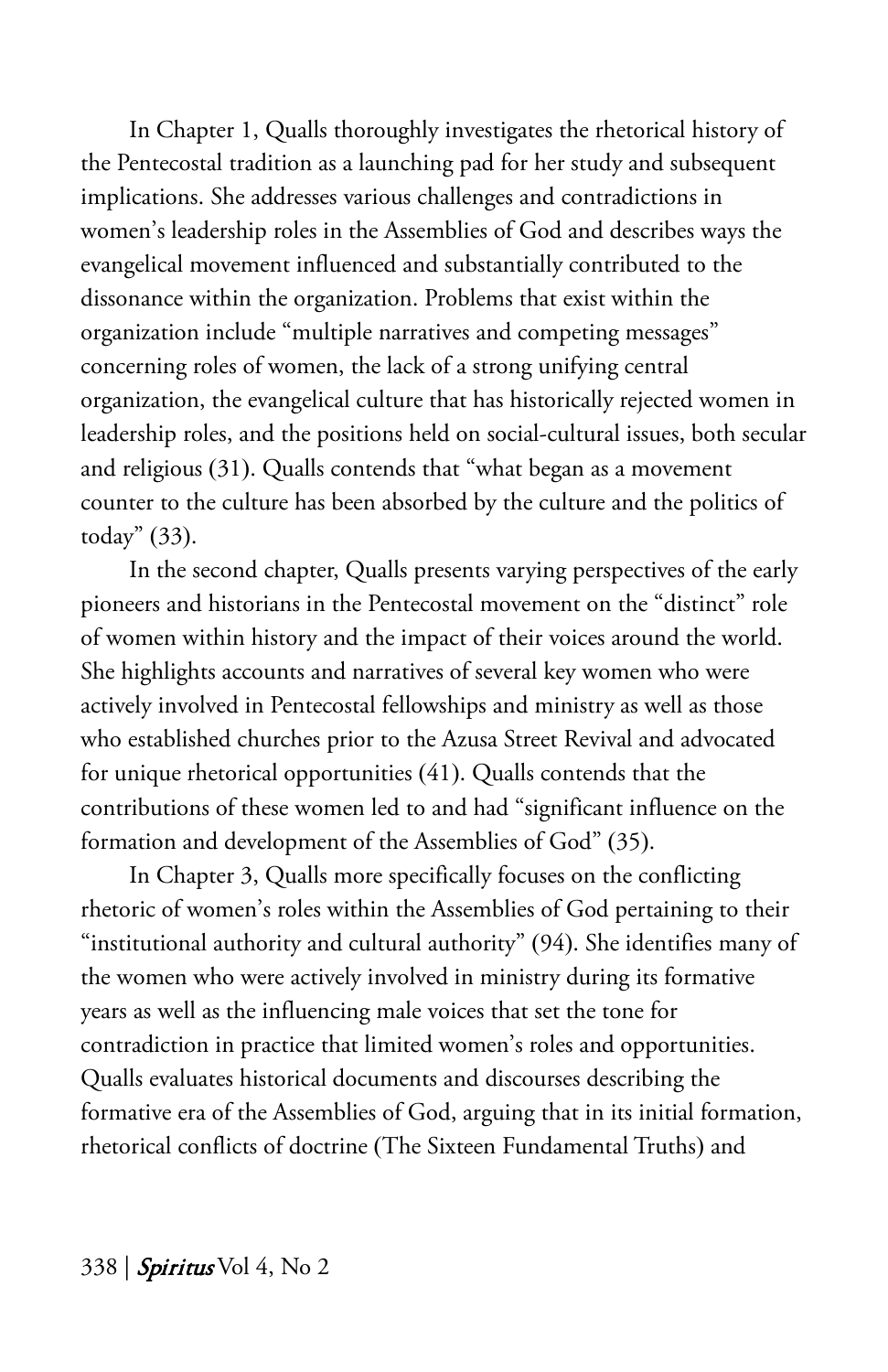In Chapter 1, Qualls thoroughly investigates the rhetorical history of the Pentecostal tradition as a launching pad for her study and subsequent implications. She addresses various challenges and contradictions in women's leadership roles in the Assemblies of God and describes ways the evangelical movement influenced and substantially contributed to the dissonance within the organization. Problems that exist within the organization include "multiple narratives and competing messages" concerning roles of women, the lack of a strong unifying central organization, the evangelical culture that has historically rejected women in leadership roles, and the positions held on social-cultural issues, both secular and religious (31). Qualls contends that "what began as a movement counter to the culture has been absorbed by the culture and the politics of today" (33).

In the second chapter, Qualls presents varying perspectives of the early pioneers and historians in the Pentecostal movement on the "distinct" role of women within history and the impact of their voices around the world. She highlights accounts and narratives of several key women who were actively involved in Pentecostal fellowships and ministry as well as those who established churches prior to the Azusa Street Revival and advocated for unique rhetorical opportunities (41). Qualls contends that the contributions of these women led to and had "significant influence on the formation and development of the Assemblies of God" (35).

In Chapter 3, Qualls more specifically focuses on the conflicting rhetoric of women's roles within the Assemblies of God pertaining to their "institutional authority and cultural authority" (94). She identifies many of the women who were actively involved in ministry during its formative years as well as the influencing male voices that set the tone for contradiction in practice that limited women's roles and opportunities. Qualls evaluates historical documents and discourses describing the formative era of the Assemblies of God, arguing that in its initial formation, rhetorical conflicts of doctrine (The Sixteen Fundamental Truths) and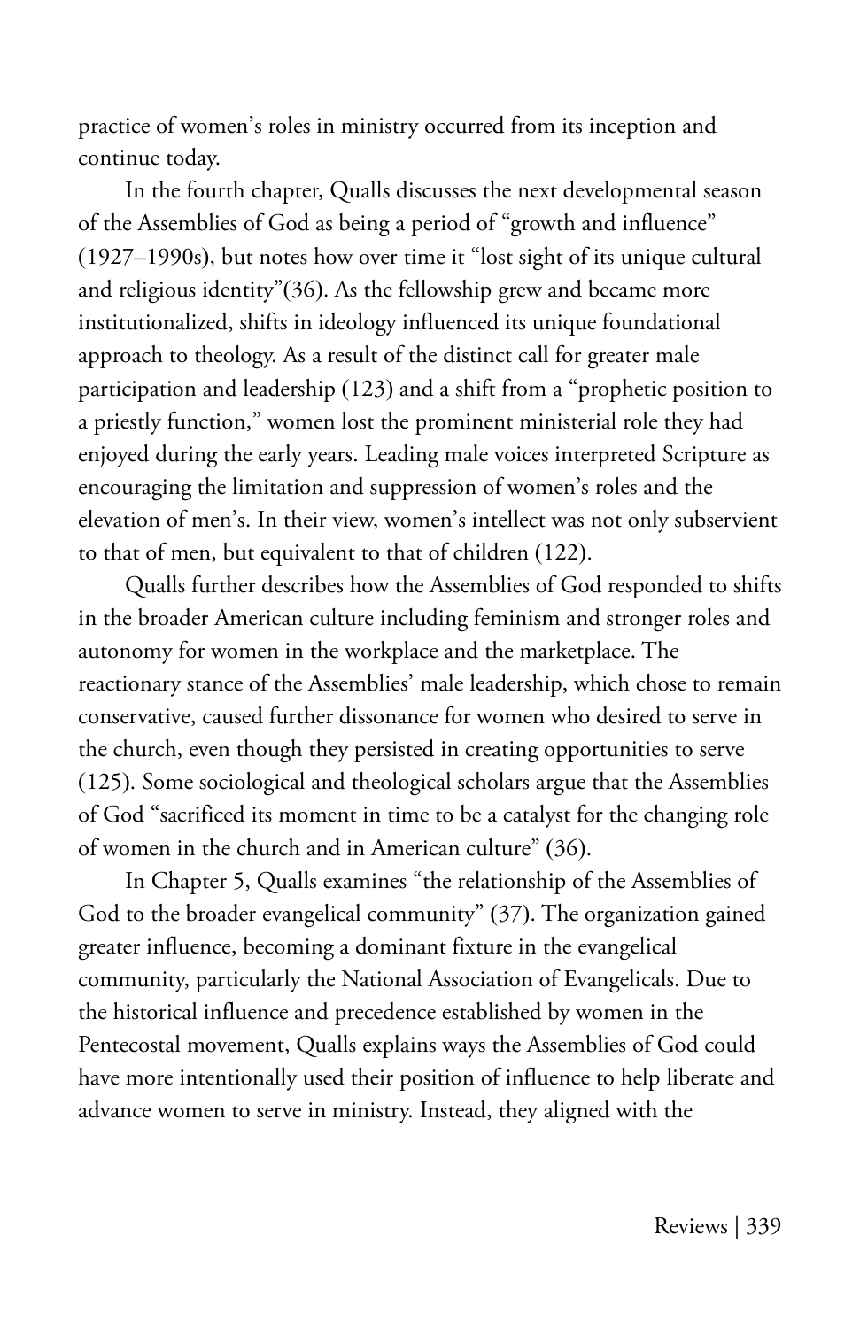practice of women's roles in ministry occurred from its inception and continue today.

In the fourth chapter, Qualls discusses the next developmental season of the Assemblies of God as being a period of "growth and influence" (1927–1990s), but notes how over time it "lost sight of its unique cultural and religious identity"(36). As the fellowship grew and became more institutionalized, shifts in ideology influenced its unique foundational approach to theology. As a result of the distinct call for greater male participation and leadership (123) and a shift from a "prophetic position to a priestly function," women lost the prominent ministerial role they had enjoyed during the early years. Leading male voices interpreted Scripture as encouraging the limitation and suppression of women's roles and the elevation of men's. In their view, women's intellect was not only subservient to that of men, but equivalent to that of children (122).

Qualls further describes how the Assemblies of God responded to shifts in the broader American culture including feminism and stronger roles and autonomy for women in the workplace and the marketplace. The reactionary stance of the Assemblies' male leadership, which chose to remain conservative, caused further dissonance for women who desired to serve in the church, even though they persisted in creating opportunities to serve (125). Some sociological and theological scholars argue that the Assemblies of God "sacrificed its moment in time to be a catalyst for the changing role of women in the church and in American culture" (36).

In Chapter 5, Qualls examines "the relationship of the Assemblies of God to the broader evangelical community" (37). The organization gained greater influence, becoming a dominant fixture in the evangelical community, particularly the National Association of Evangelicals. Due to the historical influence and precedence established by women in the Pentecostal movement, Qualls explains ways the Assemblies of God could have more intentionally used their position of influence to help liberate and advance women to serve in ministry. Instead, they aligned with the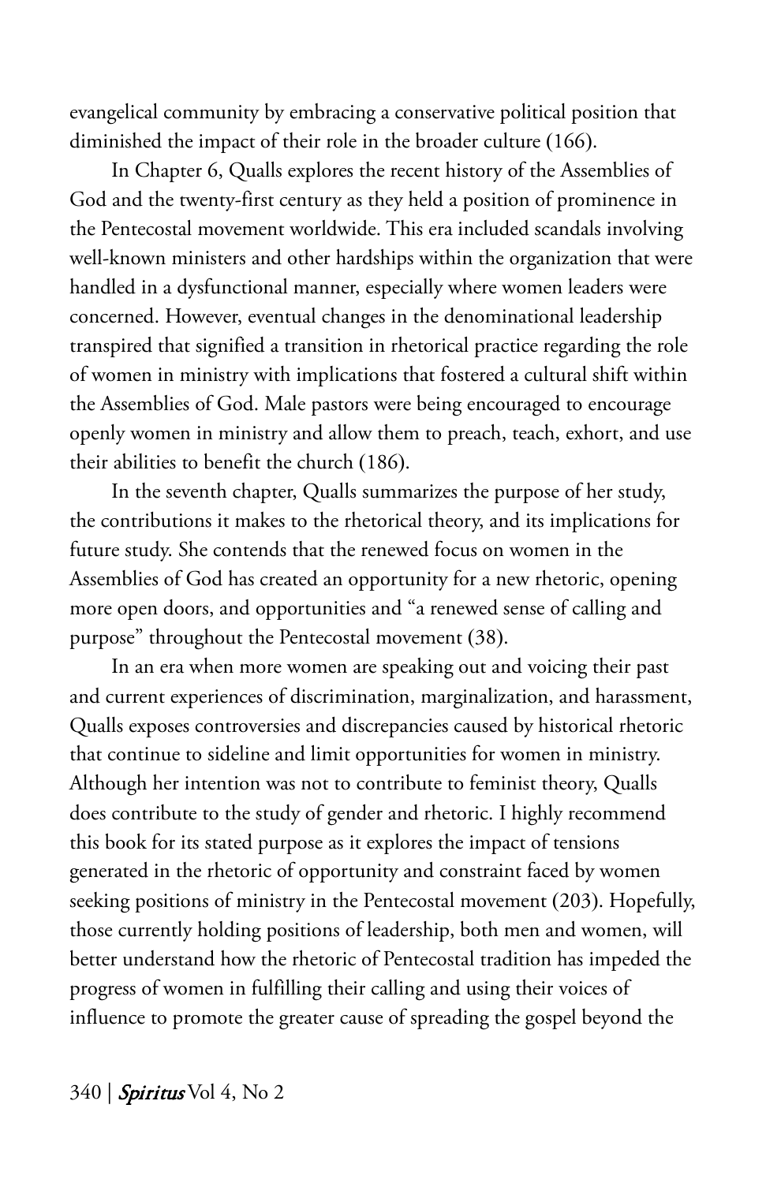evangelical community by embracing a conservative political position that diminished the impact of their role in the broader culture (166).

In Chapter 6, Qualls explores the recent history of the Assemblies of God and the twenty-first century as they held a position of prominence in the Pentecostal movement worldwide. This era included scandals involving well-known ministers and other hardships within the organization that were handled in a dysfunctional manner, especially where women leaders were concerned. However, eventual changes in the denominational leadership transpired that signified a transition in rhetorical practice regarding the role of women in ministry with implications that fostered a cultural shift within the Assemblies of God. Male pastors were being encouraged to encourage openly women in ministry and allow them to preach, teach, exhort, and use their abilities to benefit the church (186).

In the seventh chapter, Qualls summarizes the purpose of her study, the contributions it makes to the rhetorical theory, and its implications for future study. She contends that the renewed focus on women in the Assemblies of God has created an opportunity for a new rhetoric, opening more open doors, and opportunities and "a renewed sense of calling and purpose" throughout the Pentecostal movement (38).

In an era when more women are speaking out and voicing their past and current experiences of discrimination, marginalization, and harassment, Qualls exposes controversies and discrepancies caused by historical rhetoric that continue to sideline and limit opportunities for women in ministry. Although her intention was not to contribute to feminist theory, Qualls does contribute to the study of gender and rhetoric. I highly recommend this book for its stated purpose as it explores the impact of tensions generated in the rhetoric of opportunity and constraint faced by women seeking positions of ministry in the Pentecostal movement (203). Hopefully, those currently holding positions of leadership, both men and women, will better understand how the rhetoric of Pentecostal tradition has impeded the progress of women in fulfilling their calling and using their voices of influence to promote the greater cause of spreading the gospel beyond the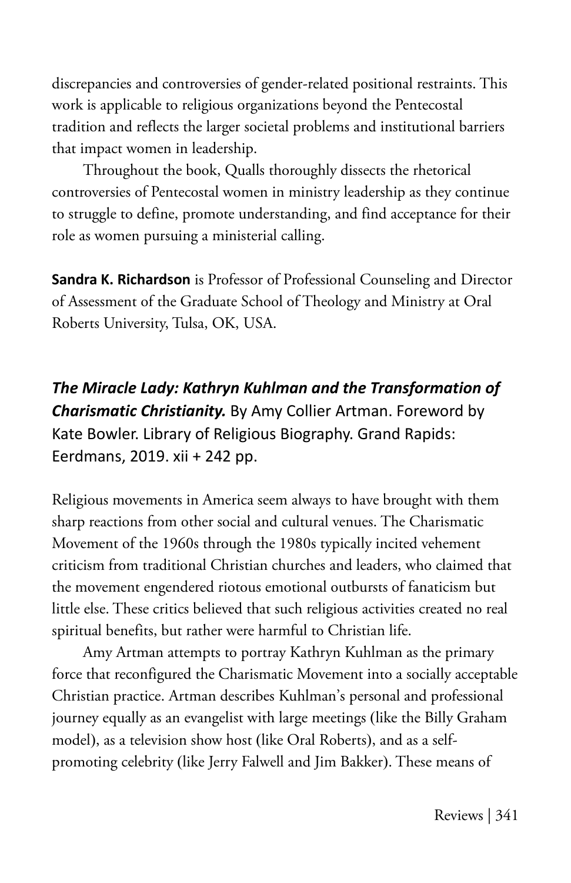discrepancies and controversies of gender-related positional restraints. This work is applicable to religious organizations beyond the Pentecostal tradition and reflects the larger societal problems and institutional barriers that impact women in leadership.

Throughout the book, Qualls thoroughly dissects the rhetorical controversies of Pentecostal women in ministry leadership as they continue to struggle to define, promote understanding, and find acceptance for their role as women pursuing a ministerial calling.

**Sandra K. Richardson** is Professor of Professional Counseling and Director of Assessment of the Graduate School of Theology and Ministry at Oral Roberts University, Tulsa, OK, USA.

## ***The Miracle Lady: Kathryn Kuhlman and the Transformation of Charismatic Christianity.*** By Amy Collier Artman. Foreword by Kate Bowler. Library of Religious Biography. Grand Rapids: Eerdmans, 2019. xii + 242 pp.

Religious movements in America seem always to have brought with them sharp reactions from other social and cultural venues. The Charismatic Movement of the 1960s through the 1980s typically incited vehement criticism from traditional Christian churches and leaders, who claimed that the movement engendered riotous emotional outbursts of fanaticism but little else. These critics believed that such religious activities created no real spiritual benefits, but rather were harmful to Christian life.

Amy Artman attempts to portray Kathryn Kuhlman as the primary force that reconfigured the Charismatic Movement into a socially acceptable Christian practice. Artman describes Kuhlman's personal and professional journey equally as an evangelist with large meetings (like the Billy Graham model), as a television show host (like Oral Roberts), and as a self-promoting celebrity (like Jerry Falwell and Jim Bakker). These means of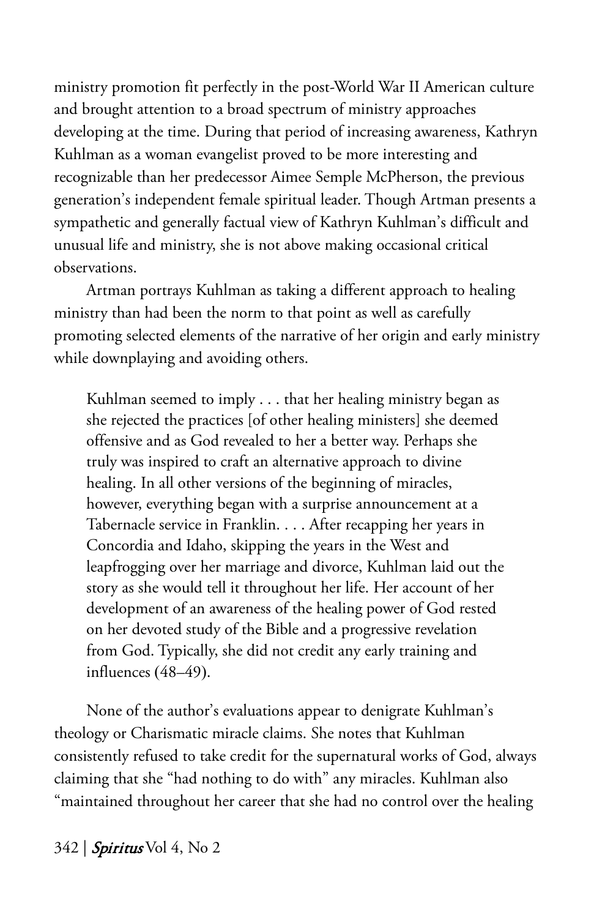ministry promotion fit perfectly in the post-World War II American culture and brought attention to a broad spectrum of ministry approaches developing at the time. During that period of increasing awareness, Kathryn Kuhlman as a woman evangelist proved to be more interesting and recognizable than her predecessor Aimee Semple McPherson, the previous generation's independent female spiritual leader. Though Artman presents a sympathetic and generally factual view of Kathryn Kuhlman's difficult and unusual life and ministry, she is not above making occasional critical observations.

Artman portrays Kuhlman as taking a different approach to healing ministry than had been the norm to that point as well as carefully promoting selected elements of the narrative of her origin and early ministry while downplaying and avoiding others.

> Kuhlman seemed to imply . . . that her healing ministry began as she rejected the practices [of other healing ministers] she deemed offensive and as God revealed to her a better way. Perhaps she truly was inspired to craft an alternative approach to divine healing. In all other versions of the beginning of miracles, however, everything began with a surprise announcement at a Tabernacle service in Franklin. . . . After recapping her years in Concordia and Idaho, skipping the years in the West and leapfrogging over her marriage and divorce, Kuhlman laid out the story as she would tell it throughout her life. Her account of her development of an awareness of the healing power of God rested on her devoted study of the Bible and a progressive revelation from God. Typically, she did not credit any early training and influences (48–49).

None of the author's evaluations appear to denigrate Kuhlman's theology or Charismatic miracle claims. She notes that Kuhlman consistently refused to take credit for the supernatural works of God, always claiming that she "had nothing to do with" any miracles. Kuhlman also "maintained throughout her career that she had no control over the healing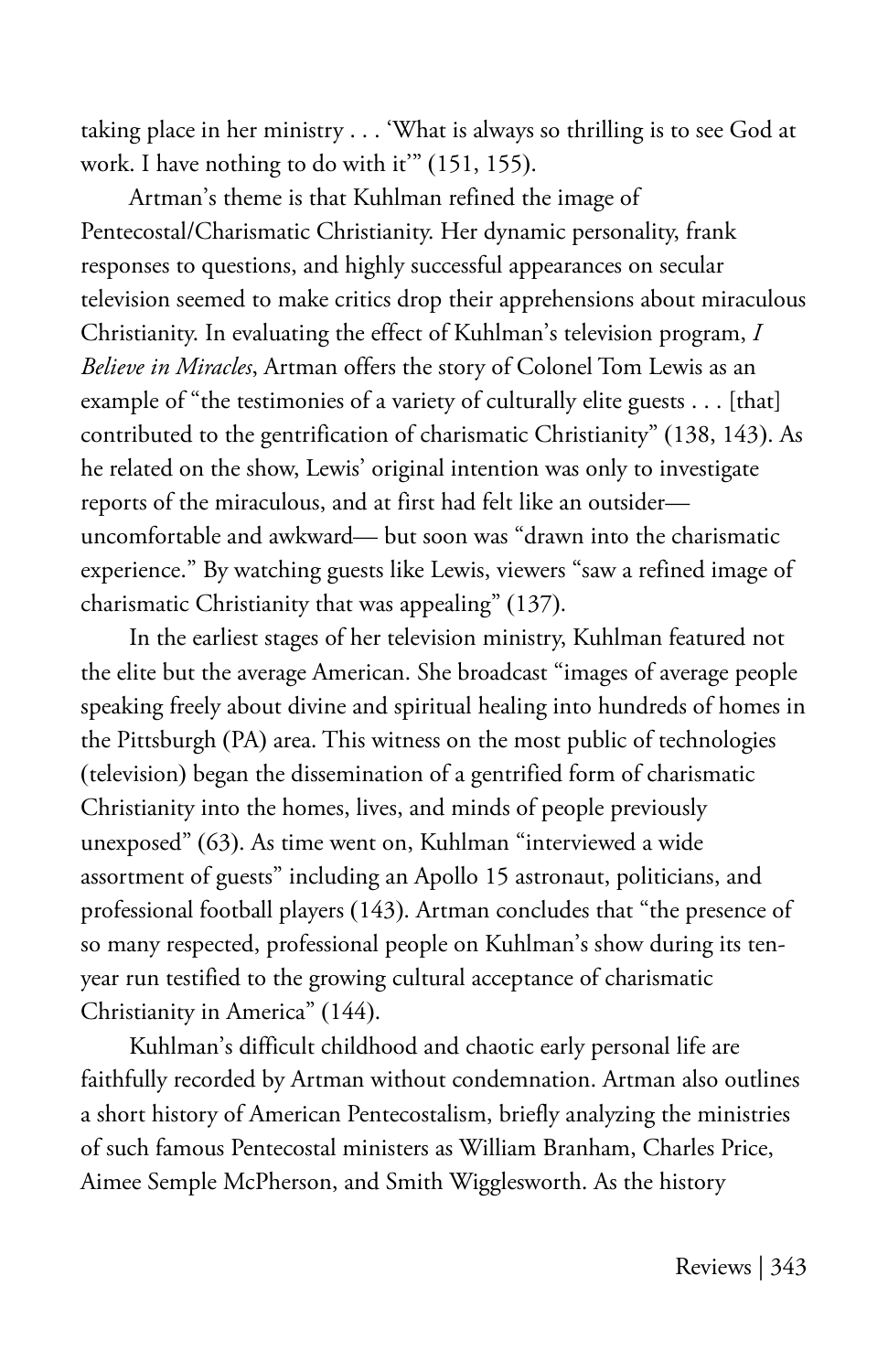taking place in her ministry . . . 'What is always so thrilling is to see God at work. I have nothing to do with it'" (151, 155).

Artman's theme is that Kuhlman refined the image of Pentecostal/Charismatic Christianity. Her dynamic personality, frank responses to questions, and highly successful appearances on secular television seemed to make critics drop their apprehensions about miraculous Christianity. In evaluating the effect of Kuhlman's television program, *I Believe in Miracles*, Artman offers the story of Colonel Tom Lewis as an example of "the testimonies of a variety of culturally elite guests . . . [that] contributed to the gentrification of charismatic Christianity" (138, 143). As he related on the show, Lewis' original intention was only to investigate reports of the miraculous, and at first had felt like an outsider— uncomfortable and awkward— but soon was "drawn into the charismatic experience." By watching guests like Lewis, viewers "saw a refined image of charismatic Christianity that was appealing" (137).

In the earliest stages of her television ministry, Kuhlman featured not the elite but the average American. She broadcast "images of average people speaking freely about divine and spiritual healing into hundreds of homes in the Pittsburgh (PA) area. This witness on the most public of technologies (television) began the dissemination of a gentrified form of charismatic Christianity into the homes, lives, and minds of people previously unexposed" (63). As time went on, Kuhlman "interviewed a wide assortment of guests" including an Apollo 15 astronaut, politicians, and professional football players (143). Artman concludes that "the presence of so many respected, professional people on Kuhlman's show during its ten-year run testified to the growing cultural acceptance of charismatic Christianity in America" (144).

Kuhlman's difficult childhood and chaotic early personal life are faithfully recorded by Artman without condemnation. Artman also outlines a short history of American Pentecostalism, briefly analyzing the ministries of such famous Pentecostal ministers as William Branham, Charles Price, Aimee Semple McPherson, and Smith Wigglesworth. As the history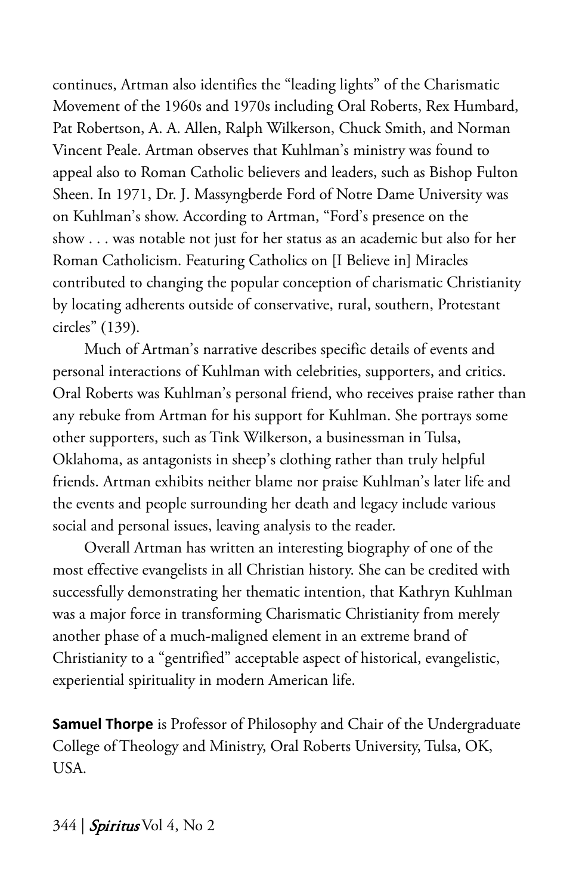continues, Artman also identifies the "leading lights" of the Charismatic Movement of the 1960s and 1970s including Oral Roberts, Rex Humbard, Pat Robertson, A. A. Allen, Ralph Wilkerson, Chuck Smith, and Norman Vincent Peale. Artman observes that Kuhlman's ministry was found to appeal also to Roman Catholic believers and leaders, such as Bishop Fulton Sheen. In 1971, Dr. J. Massyngberde Ford of Notre Dame University was on Kuhlman's show. According to Artman, "Ford's presence on the show . . . was notable not just for her status as an academic but also for her Roman Catholicism. Featuring Catholics on [I Believe in] Miracles contributed to changing the popular conception of charismatic Christianity by locating adherents outside of conservative, rural, southern, Protestant circles" (139).

Much of Artman's narrative describes specific details of events and personal interactions of Kuhlman with celebrities, supporters, and critics. Oral Roberts was Kuhlman's personal friend, who receives praise rather than any rebuke from Artman for his support for Kuhlman. She portrays some other supporters, such as Tink Wilkerson, a businessman in Tulsa, Oklahoma, as antagonists in sheep's clothing rather than truly helpful friends. Artman exhibits neither blame nor praise Kuhlman's later life and the events and people surrounding her death and legacy include various social and personal issues, leaving analysis to the reader.

Overall Artman has written an interesting biography of one of the most effective evangelists in all Christian history. She can be credited with successfully demonstrating her thematic intention, that Kathryn Kuhlman was a major force in transforming Charismatic Christianity from merely another phase of a much-maligned element in an extreme brand of Christianity to a "gentrified" acceptable aspect of historical, evangelistic, experiential spirituality in modern American life.

**Samuel Thorpe** is Professor of Philosophy and Chair of the Undergraduate College of Theology and Ministry, Oral Roberts University, Tulsa, OK, USA.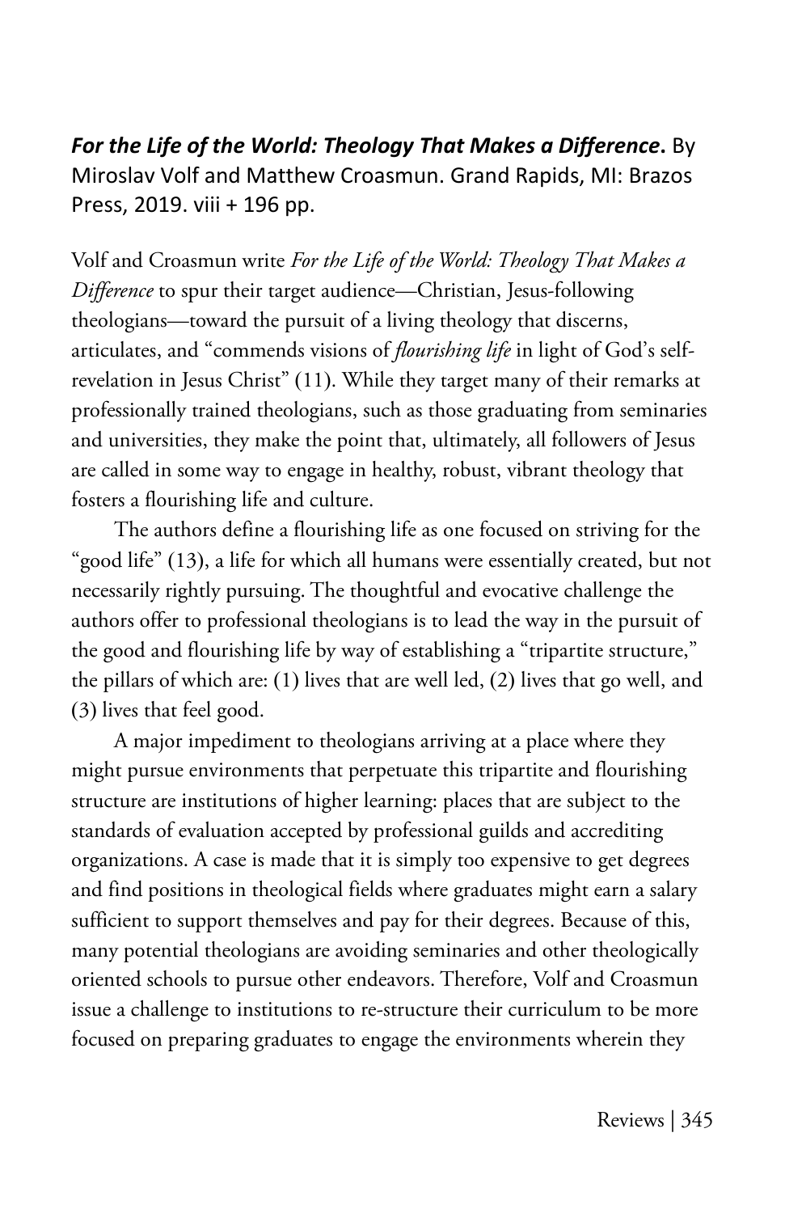***For the Life of the World: Theology That Makes a Difference*.** By Miroslav Volf and Matthew Croasmun. Grand Rapids, MI: Brazos Press, 2019. viii + 196 pp.

Volf and Croasmun write *For the Life of the World: Theology That Makes a Difference* to spur their target audience—Christian, Jesus-following theologians—toward the pursuit of a living theology that discerns, articulates, and "commends visions of *flourishing life* in light of God's self-revelation in Jesus Christ" (11). While they target many of their remarks at professionally trained theologians, such as those graduating from seminaries and universities, they make the point that, ultimately, all followers of Jesus are called in some way to engage in healthy, robust, vibrant theology that fosters a flourishing life and culture.

The authors define a flourishing life as one focused on striving for the "good life" (13), a life for which all humans were essentially created, but not necessarily rightly pursuing. The thoughtful and evocative challenge the authors offer to professional theologians is to lead the way in the pursuit of the good and flourishing life by way of establishing a "tripartite structure," the pillars of which are: (1) lives that are well led, (2) lives that go well, and (3) lives that feel good.

A major impediment to theologians arriving at a place where they might pursue environments that perpetuate this tripartite and flourishing structure are institutions of higher learning: places that are subject to the standards of evaluation accepted by professional guilds and accrediting organizations. A case is made that it is simply too expensive to get degrees and find positions in theological fields where graduates might earn a salary sufficient to support themselves and pay for their degrees. Because of this, many potential theologians are avoiding seminaries and other theologically oriented schools to pursue other endeavors. Therefore, Volf and Croasmun issue a challenge to institutions to re-structure their curriculum to be more focused on preparing graduates to engage the environments wherein they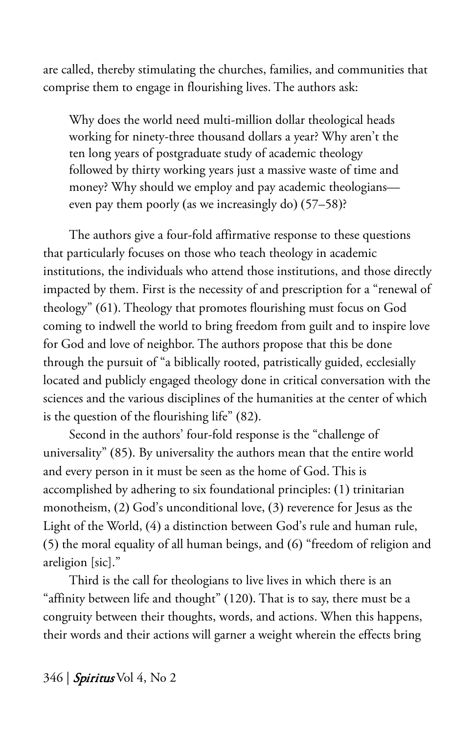are called, thereby stimulating the churches, families, and communities that comprise them to engage in flourishing lives. The authors ask:

> Why does the world need multi-million dollar theological heads working for ninety-three thousand dollars a year? Why aren't the ten long years of postgraduate study of academic theology followed by thirty working years just a massive waste of time and money? Why should we employ and pay academic theologians—even pay them poorly (as we increasingly do) (57–58)?

The authors give a four-fold affirmative response to these questions that particularly focuses on those who teach theology in academic institutions, the individuals who attend those institutions, and those directly impacted by them. First is the necessity of and prescription for a "renewal of theology" (61). Theology that promotes flourishing must focus on God coming to indwell the world to bring freedom from guilt and to inspire love for God and love of neighbor. The authors propose that this be done through the pursuit of "a biblically rooted, patristically guided, ecclesially located and publicly engaged theology done in critical conversation with the sciences and the various disciplines of the humanities at the center of which is the question of the flourishing life" (82).

Second in the authors' four-fold response is the "challenge of universality" (85). By universality the authors mean that the entire world and every person in it must be seen as the home of God. This is accomplished by adhering to six foundational principles: (1) trinitarian monotheism, (2) God's unconditional love, (3) reverence for Jesus as the Light of the World, (4) a distinction between God's rule and human rule, (5) the moral equality of all human beings, and (6) "freedom of religion and areligion [sic]."

Third is the call for theologians to live lives in which there is an "affinity between life and thought" (120). That is to say, there must be a congruity between their thoughts, words, and actions. When this happens, their words and their actions will garner a weight wherein the effects bring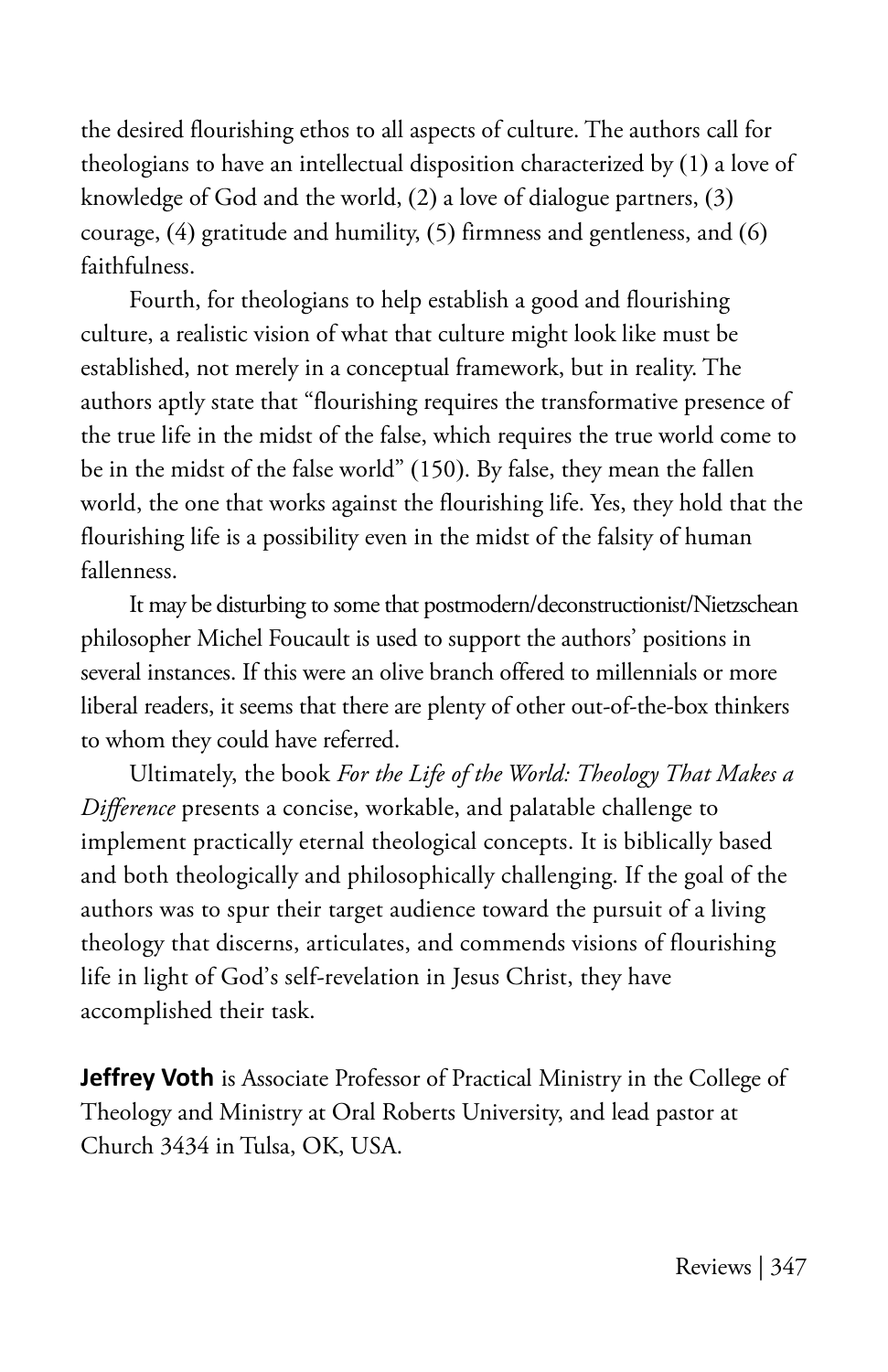the desired flourishing ethos to all aspects of culture. The authors call for theologians to have an intellectual disposition characterized by (1) a love of knowledge of God and the world, (2) a love of dialogue partners, (3) courage, (4) gratitude and humility, (5) firmness and gentleness, and (6) faithfulness.

Fourth, for theologians to help establish a good and flourishing culture, a realistic vision of what that culture might look like must be established, not merely in a conceptual framework, but in reality. The authors aptly state that "flourishing requires the transformative presence of the true life in the midst of the false, which requires the true world come to be in the midst of the false world" (150). By false, they mean the fallen world, the one that works against the flourishing life. Yes, they hold that the flourishing life is a possibility even in the midst of the falsity of human fallenness.

It may be disturbing to some that postmodern/deconstructionist/Nietzschean philosopher Michel Foucault is used to support the authors' positions in several instances. If this were an olive branch offered to millennials or more liberal readers, it seems that there are plenty of other out-of-the-box thinkers to whom they could have referred.

Ultimately, the book *For the Life of the World: Theology That Makes a Difference* presents a concise, workable, and palatable challenge to implement practically eternal theological concepts. It is biblically based and both theologically and philosophically challenging. If the goal of the authors was to spur their target audience toward the pursuit of a living theology that discerns, articulates, and commends visions of flourishing life in light of God's self-revelation in Jesus Christ, they have accomplished their task.

**Jeffrey Voth** is Associate Professor of Practical Ministry in the College of Theology and Ministry at Oral Roberts University, and lead pastor at Church 3434 in Tulsa, OK, USA.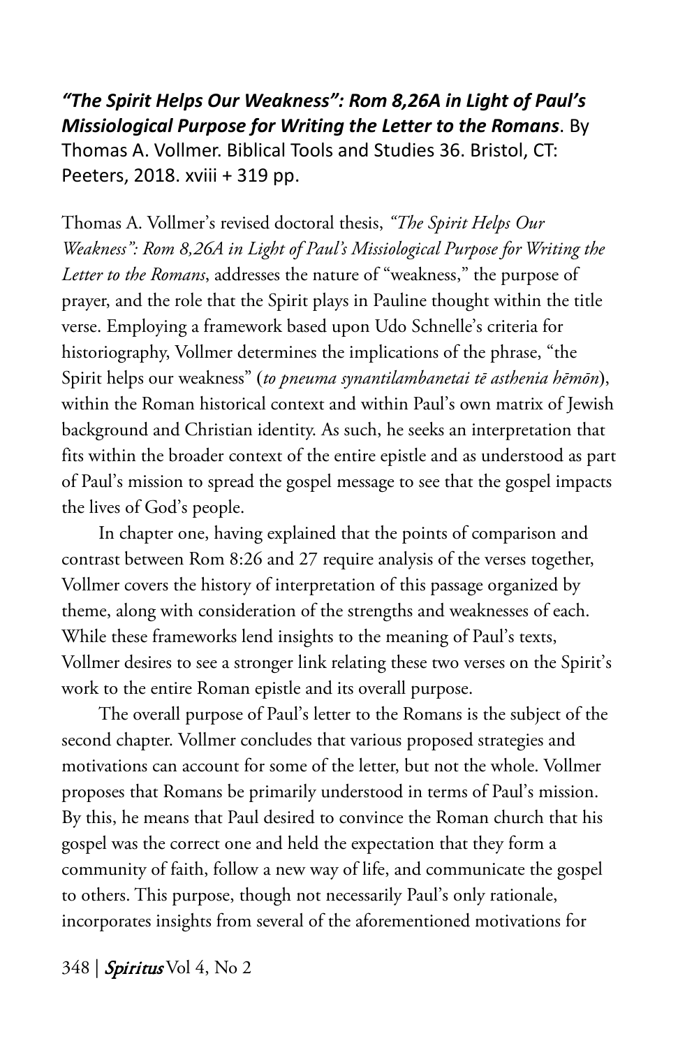***"The Spirit Helps Our Weakness": Rom 8,26A in Light of Paul's Missiological Purpose for Writing the Letter to the Romans***. By Thomas A. Vollmer. Biblical Tools and Studies 36. Bristol, CT: Peeters, 2018. xviii + 319 pp.

Thomas A. Vollmer's revised doctoral thesis, *"The Spirit Helps Our Weakness": Rom 8,26A in Light of Paul's Missiological Purpose for Writing the Letter to the Romans*, addresses the nature of "weakness," the purpose of prayer, and the role that the Spirit plays in Pauline thought within the title verse. Employing a framework based upon Udo Schnelle's criteria for historiography, Vollmer determines the implications of the phrase, "the Spirit helps our weakness" (*to pneuma synantilambanetai tē asthenia hēmōn*), within the Roman historical context and within Paul's own matrix of Jewish background and Christian identity. As such, he seeks an interpretation that fits within the broader context of the entire epistle and as understood as part of Paul's mission to spread the gospel message to see that the gospel impacts the lives of God's people.

In chapter one, having explained that the points of comparison and contrast between Rom 8:26 and 27 require analysis of the verses together, Vollmer covers the history of interpretation of this passage organized by theme, along with consideration of the strengths and weaknesses of each. While these frameworks lend insights to the meaning of Paul's texts, Vollmer desires to see a stronger link relating these two verses on the Spirit's work to the entire Roman epistle and its overall purpose.

The overall purpose of Paul's letter to the Romans is the subject of the second chapter. Vollmer concludes that various proposed strategies and motivations can account for some of the letter, but not the whole. Vollmer proposes that Romans be primarily understood in terms of Paul's mission. By this, he means that Paul desired to convince the Roman church that his gospel was the correct one and held the expectation that they form a community of faith, follow a new way of life, and communicate the gospel to others. This purpose, though not necessarily Paul's only rationale, incorporates insights from several of the aforementioned motivations for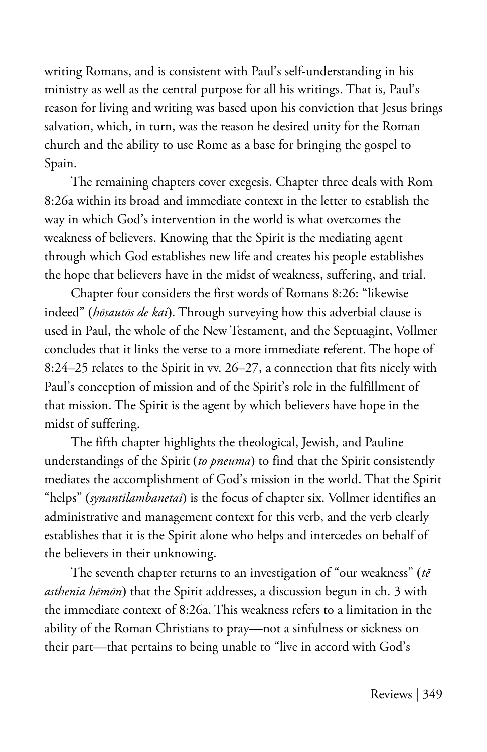writing Romans, and is consistent with Paul's self-understanding in his ministry as well as the central purpose for all his writings. That is, Paul's reason for living and writing was based upon his conviction that Jesus brings salvation, which, in turn, was the reason he desired unity for the Roman church and the ability to use Rome as a base for bringing the gospel to Spain.

The remaining chapters cover exegesis. Chapter three deals with Rom 8:26a within its broad and immediate context in the letter to establish the way in which God's intervention in the world is what overcomes the weakness of believers. Knowing that the Spirit is the mediating agent through which God establishes new life and creates his people establishes the hope that believers have in the midst of weakness, suffering, and trial.

Chapter four considers the first words of Romans 8:26: "likewise indeed" (*hōsautōs de kai*). Through surveying how this adverbial clause is used in Paul, the whole of the New Testament, and the Septuagint, Vollmer concludes that it links the verse to a more immediate referent. The hope of 8:24–25 relates to the Spirit in vv. 26–27, a connection that fits nicely with Paul's conception of mission and of the Spirit's role in the fulfillment of that mission. The Spirit is the agent by which believers have hope in the midst of suffering.

The fifth chapter highlights the theological, Jewish, and Pauline understandings of the Spirit (*to pneuma*) to find that the Spirit consistently mediates the accomplishment of God's mission in the world. That the Spirit "helps" (*synantilambanetai*) is the focus of chapter six. Vollmer identifies an administrative and management context for this verb, and the verb clearly establishes that it is the Spirit alone who helps and intercedes on behalf of the believers in their unknowing.

The seventh chapter returns to an investigation of "our weakness" (*tē asthenia hēmōn*) that the Spirit addresses, a discussion begun in ch. 3 with the immediate context of 8:26a. This weakness refers to a limitation in the ability of the Roman Christians to pray—not a sinfulness or sickness on their part—that pertains to being unable to "live in accord with God's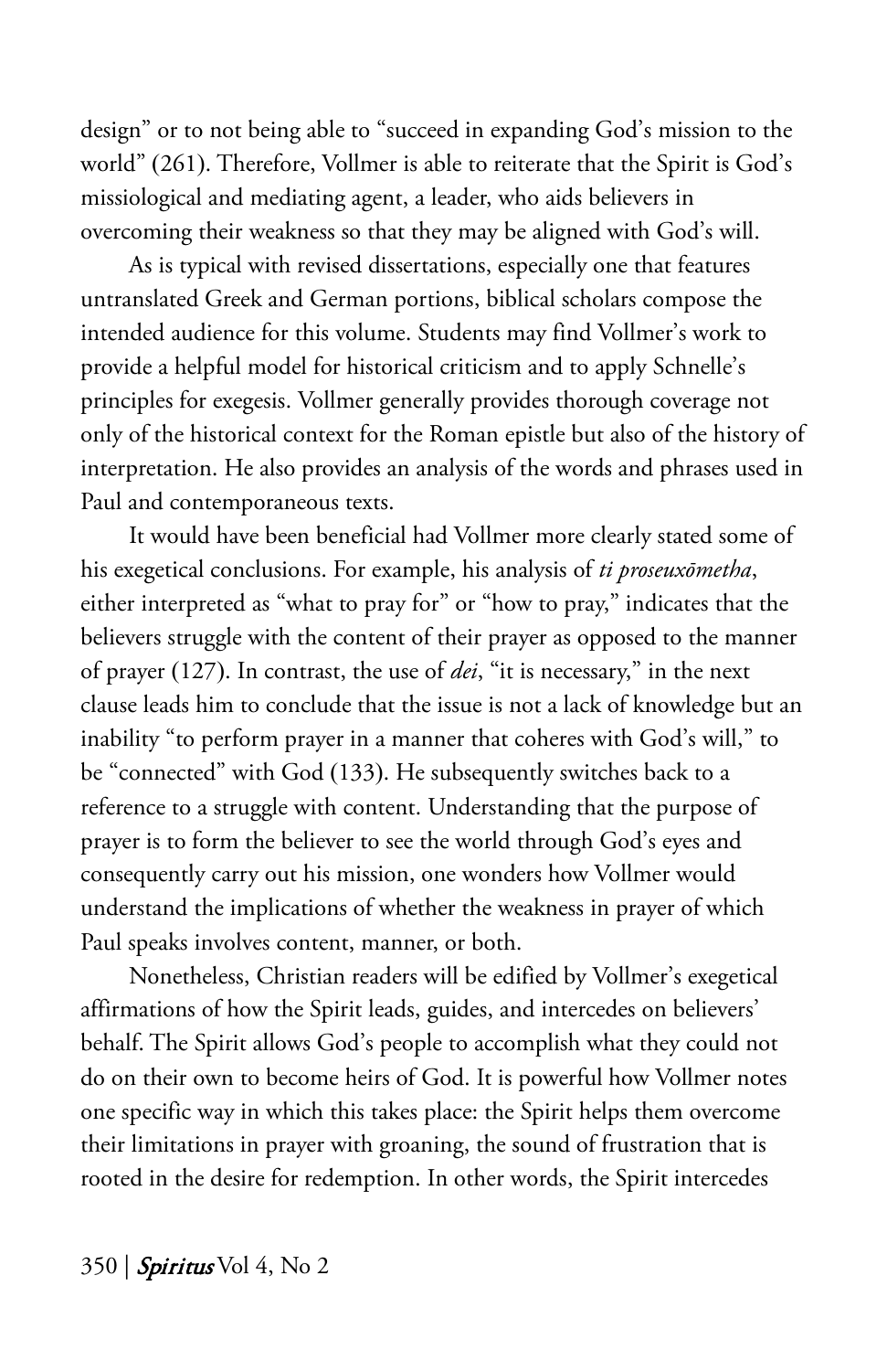design" or to not being able to "succeed in expanding God's mission to the world" (261). Therefore, Vollmer is able to reiterate that the Spirit is God's missiological and mediating agent, a leader, who aids believers in overcoming their weakness so that they may be aligned with God's will.

As is typical with revised dissertations, especially one that features untranslated Greek and German portions, biblical scholars compose the intended audience for this volume. Students may find Vollmer's work to provide a helpful model for historical criticism and to apply Schnelle's principles for exegesis. Vollmer generally provides thorough coverage not only of the historical context for the Roman epistle but also of the history of interpretation. He also provides an analysis of the words and phrases used in Paul and contemporaneous texts.

It would have been beneficial had Vollmer more clearly stated some of his exegetical conclusions. For example, his analysis of *ti proseuxōmetha*, either interpreted as "what to pray for" or "how to pray," indicates that the believers struggle with the content of their prayer as opposed to the manner of prayer (127). In contrast, the use of *dei*, "it is necessary," in the next clause leads him to conclude that the issue is not a lack of knowledge but an inability "to perform prayer in a manner that coheres with God's will," to be "connected" with God (133). He subsequently switches back to a reference to a struggle with content. Understanding that the purpose of prayer is to form the believer to see the world through God's eyes and consequently carry out his mission, one wonders how Vollmer would understand the implications of whether the weakness in prayer of which Paul speaks involves content, manner, or both.

Nonetheless, Christian readers will be edified by Vollmer's exegetical affirmations of how the Spirit leads, guides, and intercedes on believers' behalf. The Spirit allows God's people to accomplish what they could not do on their own to become heirs of God. It is powerful how Vollmer notes one specific way in which this takes place: the Spirit helps them overcome their limitations in prayer with groaning, the sound of frustration that is rooted in the desire for redemption. In other words, the Spirit intercedes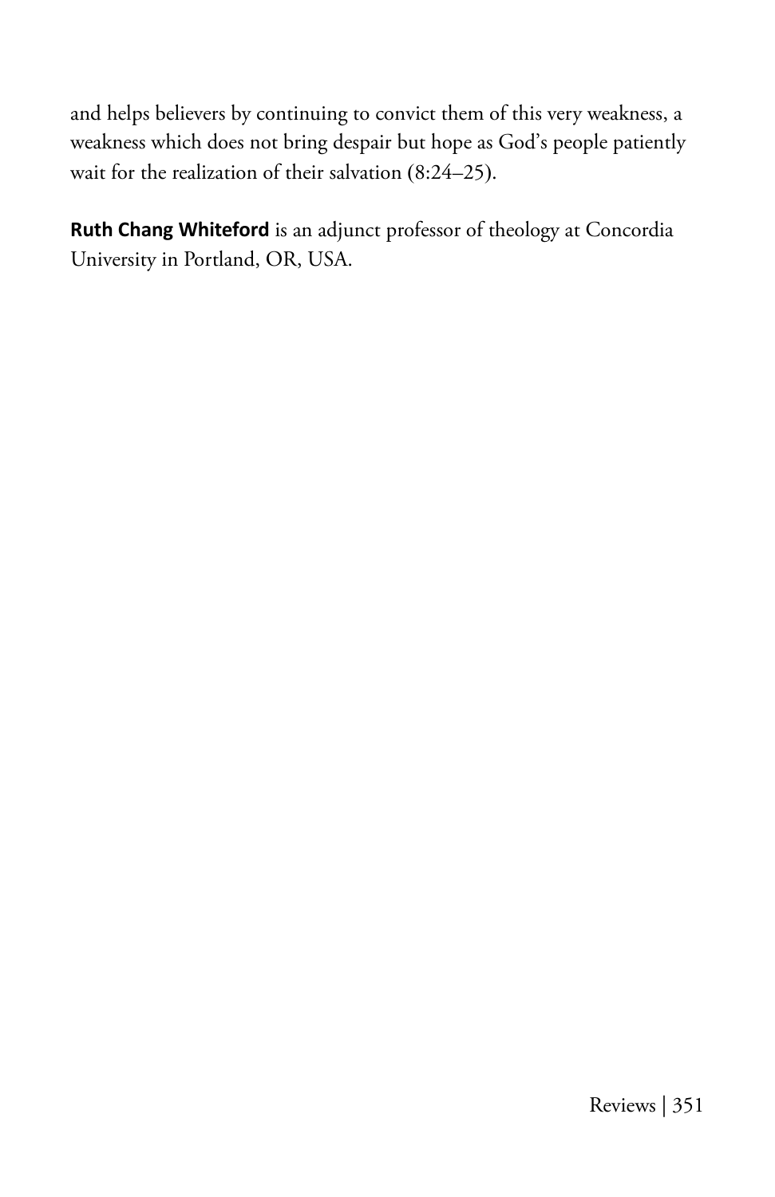and helps believers by continuing to convict them of this very weakness, a weakness which does not bring despair but hope as God's people patiently wait for the realization of their salvation (8:24–25).

**Ruth Chang Whiteford** is an adjunct professor of theology at Concordia University in Portland, OR, USA.